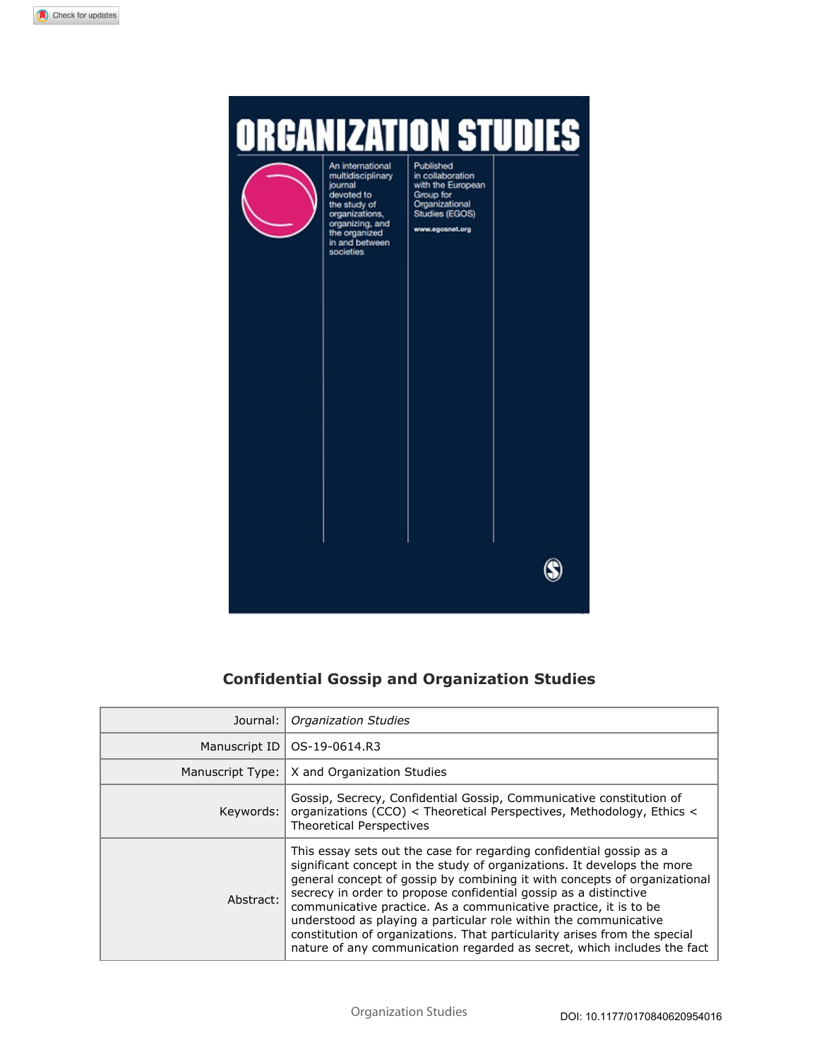# Confidential Gossip and Organization Studies

| Journal: | *Organization Studies* |
|---|---|
| Manuscript ID | OS-19-0614.R3 |
| Manuscript Type: | X and Organization Studies |
| Keywords: | Gossip, Secrecy, Confidential Gossip, Communicative constitution of organizations (CCO) < Theoretical Perspectives, Methodology, Ethics < Theoretical Perspectives |
| Abstract: | This essay sets out the case for regarding confidential gossip as a significant concept in the study of organizations. It develops the more general concept of gossip by combining it with concepts of organizational secrecy in order to propose confidential gossip as a distinctive communicative practice. As a communicative practice, it is to be understood as playing a particular role within the communicative constitution of organizations. That particularity arises from the special nature of any communication regarded as secret, which includes the fact |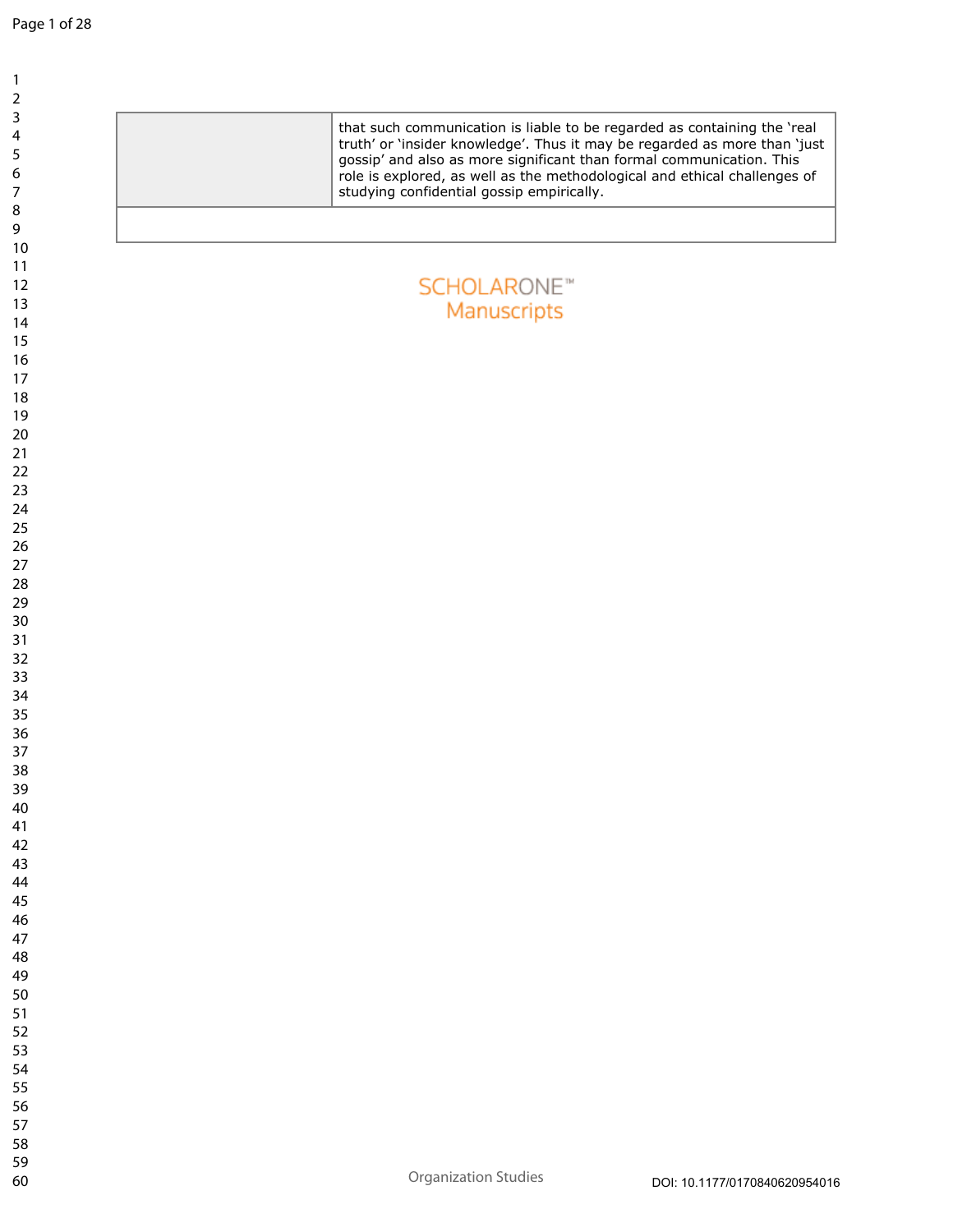| | that such communication is liable to be regarded as containing the 'real truth' or 'insider knowledge'. Thus it may be regarded as more than 'just gossip' and also as more significant than formal communication. This role is explored, as well as the methodological and ethical challenges of studying confidential gossip empirically. |
|---|---|
| | |

SCHOLARONE™ Manuscripts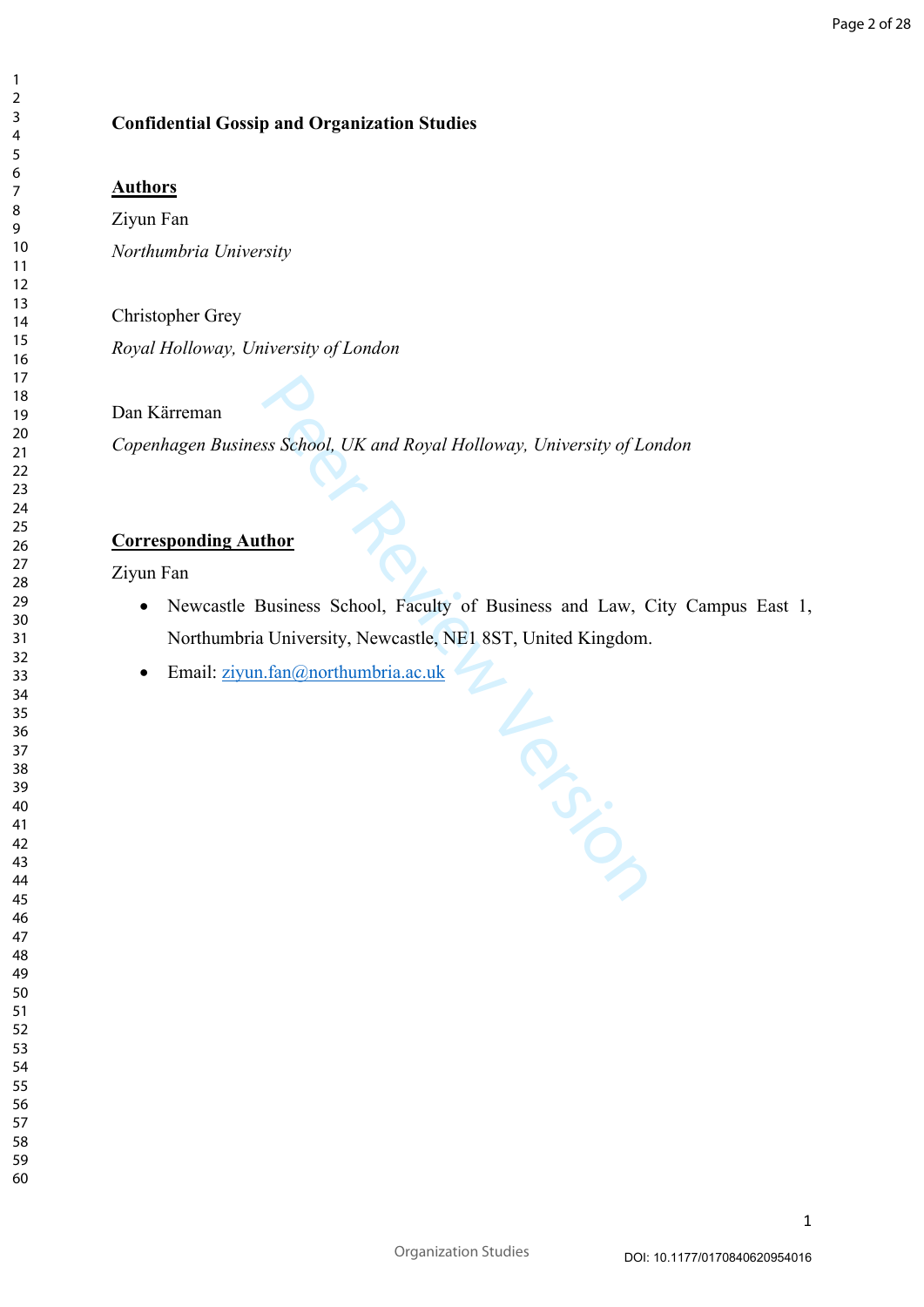**Confidential Gossip and Organization Studies**

**Authors**

Ziyun Fan

*Northumbria University*

Christopher Grey

*Royal Holloway, University of London*

Dan Kärreman

*Copenhagen Business School, UK and Royal Holloway, University of London*

**Corresponding Author**

Ziyun Fan

- Newcastle Business School, Faculty of Business and Law, City Campus East 1, Northumbria University, Newcastle, NE1 8ST, United Kingdom.
- Email: ziyun.fan@northumbria.ac.uk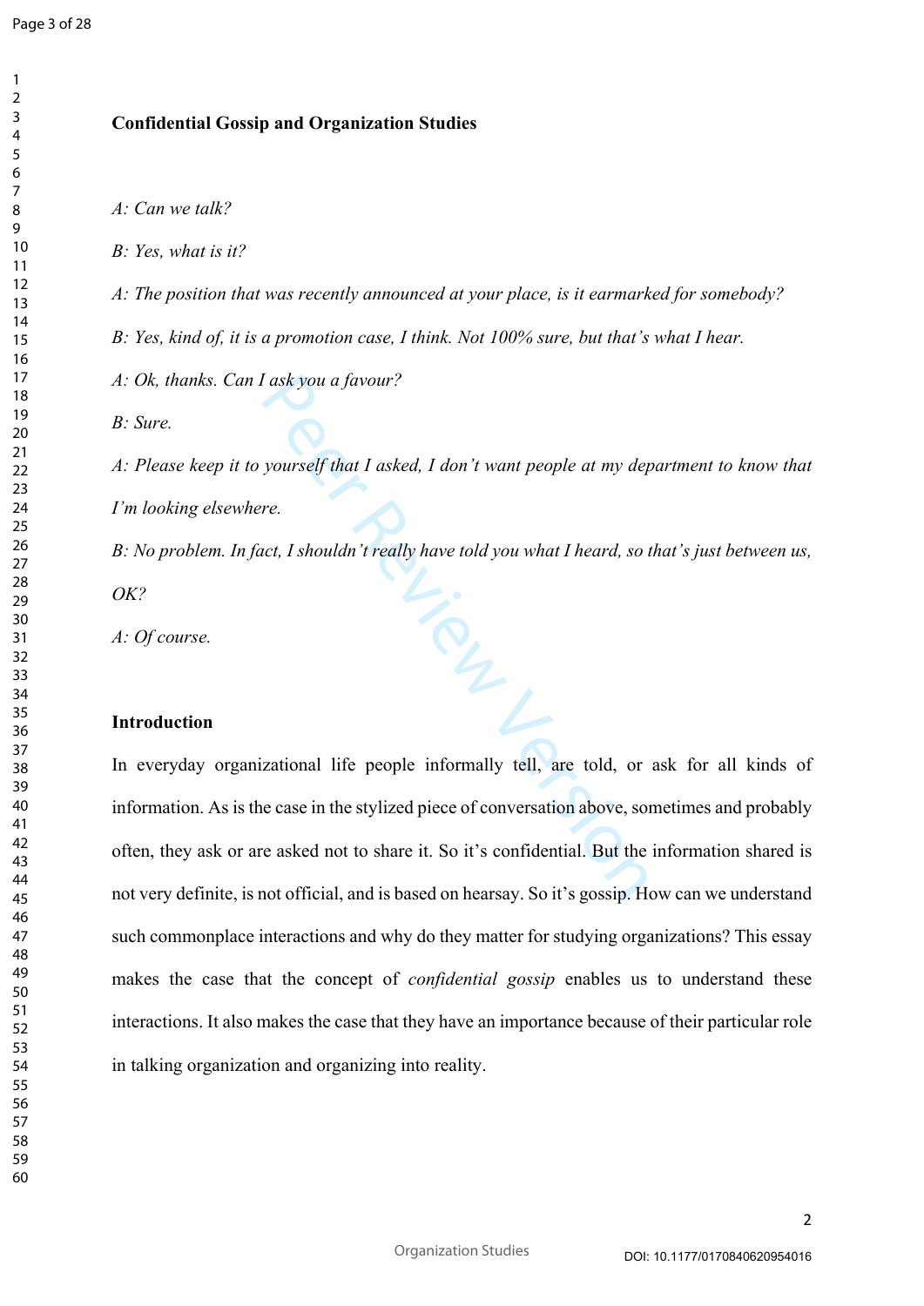**Confidential Gossip and Organization Studies**

*A: Can we talk?*

*B: Yes, what is it?*

*A: The position that was recently announced at your place, is it earmarked for somebody?*

*B: Yes, kind of, it is a promotion case, I think. Not 100% sure, but that's what I hear.*

*A: Ok, thanks. Can I ask you a favour?*

*B: Sure.*

*A: Please keep it to yourself that I asked, I don't want people at my department to know that I'm looking elsewhere.*

*B: No problem. In fact, I shouldn't really have told you what I heard, so that's just between us, OK?*

*A: Of course.*

**Introduction**

In everyday organizational life people informally tell, are told, or ask for all kinds of information. As is the case in the stylized piece of conversation above, sometimes and probably often, they ask or are asked not to share it. So it's confidential. But the information shared is not very definite, is not official, and is based on hearsay. So it's gossip. How can we understand such commonplace interactions and why do they matter for studying organizations? This essay makes the case that the concept of *confidential gossip* enables us to understand these interactions. It also makes the case that they have an importance because of their particular role in talking organization and organizing into reality.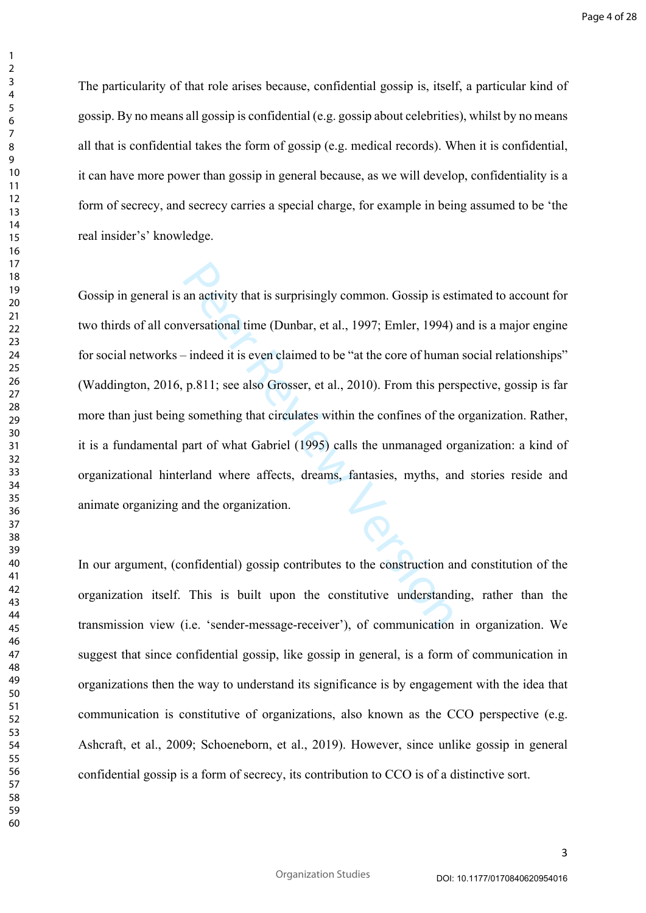The particularity of that role arises because, confidential gossip is, itself, a particular kind of gossip. By no means all gossip is confidential (e.g. gossip about celebrities), whilst by no means all that is confidential takes the form of gossip (e.g. medical records). When it is confidential, it can have more power than gossip in general because, as we will develop, confidentiality is a form of secrecy, and secrecy carries a special charge, for example in being assumed to be 'the real insider's' knowledge.

Gossip in general is an activity that is surprisingly common. Gossip is estimated to account for two thirds of all conversational time (Dunbar, et al., 1997; Emler, 1994) and is a major engine for social networks – indeed it is even claimed to be "at the core of human social relationships" (Waddington, 2016, p.811; see also Grosser, et al., 2010). From this perspective, gossip is far more than just being something that circulates within the confines of the organization. Rather, it is a fundamental part of what Gabriel (1995) calls the unmanaged organization: a kind of organizational hinterland where affects, dreams, fantasies, myths, and stories reside and animate organizing and the organization.

In our argument, (confidential) gossip contributes to the construction and constitution of the organization itself. This is built upon the constitutive understanding, rather than the transmission view (i.e. 'sender-message-receiver'), of communication in organization. We suggest that since confidential gossip, like gossip in general, is a form of communication in organizations then the way to understand its significance is by engagement with the idea that communication is constitutive of organizations, also known as the CCO perspective (e.g. Ashcraft, et al., 2009; Schoeneborn, et al., 2019). However, since unlike gossip in general confidential gossip is a form of secrecy, its contribution to CCO is of a distinctive sort.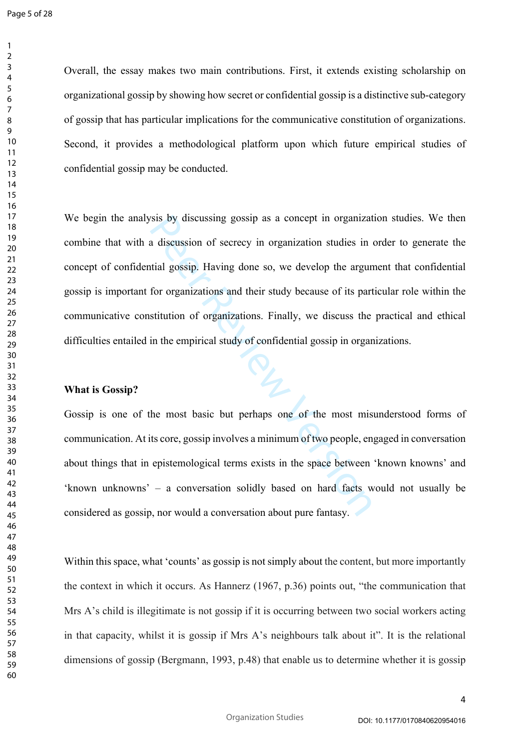Overall, the essay makes two main contributions. First, it extends existing scholarship on organizational gossip by showing how secret or confidential gossip is a distinctive sub-category of gossip that has particular implications for the communicative constitution of organizations. Second, it provides a methodological platform upon which future empirical studies of confidential gossip may be conducted.

We begin the analysis by discussing gossip as a concept in organization studies. We then combine that with a discussion of secrecy in organization studies in order to generate the concept of confidential gossip. Having done so, we develop the argument that confidential gossip is important for organizations and their study because of its particular role within the communicative constitution of organizations. Finally, we discuss the practical and ethical difficulties entailed in the empirical study of confidential gossip in organizations.

**What is Gossip?**

Gossip is one of the most basic but perhaps one of the most misunderstood forms of communication. At its core, gossip involves a minimum of two people, engaged in conversation about things that in epistemological terms exists in the space between 'known knowns' and 'known unknowns' – a conversation solidly based on hard facts would not usually be considered as gossip, nor would a conversation about pure fantasy.

Within this space, what 'counts' as gossip is not simply about the content, but more importantly the context in which it occurs. As Hannerz (1967, p.36) points out, "the communication that Mrs A's child is illegitimate is not gossip if it is occurring between two social workers acting in that capacity, whilst it is gossip if Mrs A's neighbours talk about it". It is the relational dimensions of gossip (Bergmann, 1993, p.48) that enable us to determine whether it is gossip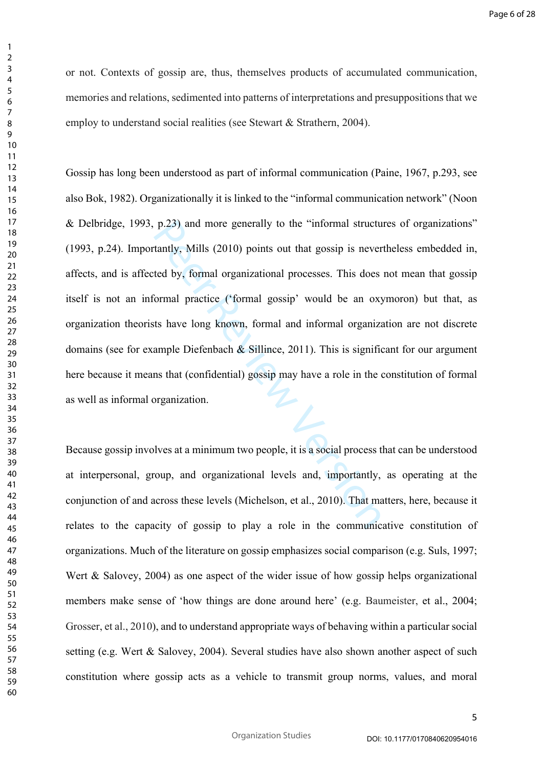or not. Contexts of gossip are, thus, themselves products of accumulated communication, memories and relations, sedimented into patterns of interpretations and presuppositions that we employ to understand social realities (see Stewart & Strathern, 2004).

Gossip has long been understood as part of informal communication (Paine, 1967, p.293, see also Bok, 1982). Organizationally it is linked to the "informal communication network" (Noon & Delbridge, 1993, p.23) and more generally to the "informal structures of organizations" (1993, p.24). Importantly, Mills (2010) points out that gossip is nevertheless embedded in, affects, and is affected by, formal organizational processes. This does not mean that gossip itself is not an informal practice ('formal gossip' would be an oxymoron) but that, as organization theorists have long known, formal and informal organization are not discrete domains (see for example Diefenbach & Sillince, 2011). This is significant for our argument here because it means that (confidential) gossip may have a role in the constitution of formal as well as informal organization.

Because gossip involves at a minimum two people, it is a social process that can be understood at interpersonal, group, and organizational levels and, importantly, as operating at the conjunction of and across these levels (Michelson, et al., 2010). That matters, here, because it relates to the capacity of gossip to play a role in the communicative constitution of organizations. Much of the literature on gossip emphasizes social comparison (e.g. Suls, 1997; Wert & Salovey, 2004) as one aspect of the wider issue of how gossip helps organizational members make sense of 'how things are done around here' (e.g. Baumeister, et al., 2004; Grosser, et al., 2010), and to understand appropriate ways of behaving within a particular social setting (e.g. Wert & Salovey, 2004). Several studies have also shown another aspect of such constitution where gossip acts as a vehicle to transmit group norms, values, and moral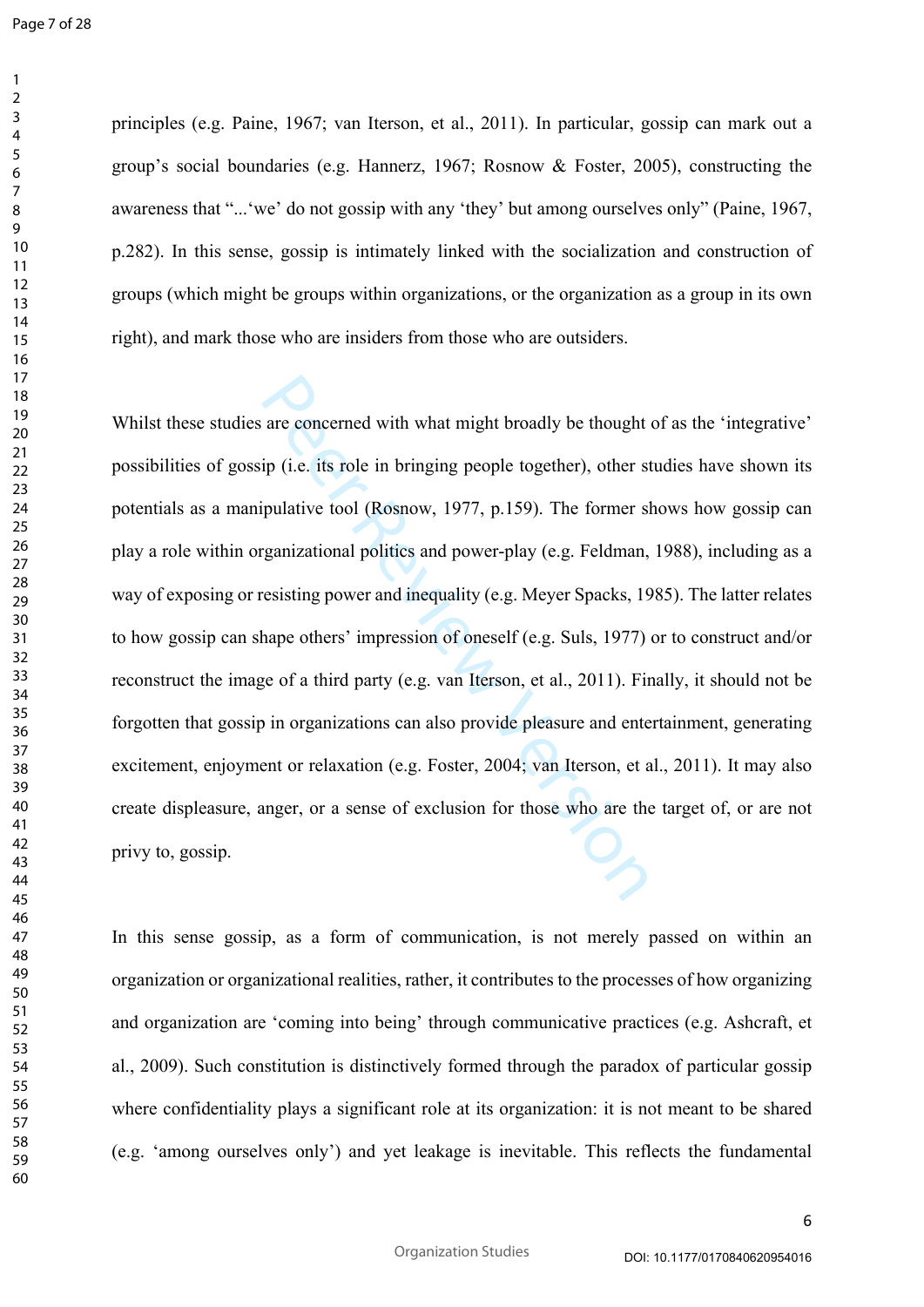principles (e.g. Paine, 1967; van Iterson, et al., 2011). In particular, gossip can mark out a group's social boundaries (e.g. Hannerz, 1967; Rosnow & Foster, 2005), constructing the awareness that "...'we' do not gossip with any 'they' but among ourselves only" (Paine, 1967, p.282). In this sense, gossip is intimately linked with the socialization and construction of groups (which might be groups within organizations, or the organization as a group in its own right), and mark those who are insiders from those who are outsiders.

Whilst these studies are concerned with what might broadly be thought of as the 'integrative' possibilities of gossip (i.e. its role in bringing people together), other studies have shown its potentials as a manipulative tool (Rosnow, 1977, p.159). The former shows how gossip can play a role within organizational politics and power-play (e.g. Feldman, 1988), including as a way of exposing or resisting power and inequality (e.g. Meyer Spacks, 1985). The latter relates to how gossip can shape others' impression of oneself (e.g. Suls, 1977) or to construct and/or reconstruct the image of a third party (e.g. van Iterson, et al., 2011). Finally, it should not be forgotten that gossip in organizations can also provide pleasure and entertainment, generating excitement, enjoyment or relaxation (e.g. Foster, 2004; van Iterson, et al., 2011). It may also create displeasure, anger, or a sense of exclusion for those who are the target of, or are not privy to, gossip.

In this sense gossip, as a form of communication, is not merely passed on within an organization or organizational realities, rather, it contributes to the processes of how organizing and organization are 'coming into being' through communicative practices (e.g. Ashcraft, et al., 2009). Such constitution is distinctively formed through the paradox of particular gossip where confidentiality plays a significant role at its organization: it is not meant to be shared (e.g. 'among ourselves only') and yet leakage is inevitable. This reflects the fundamental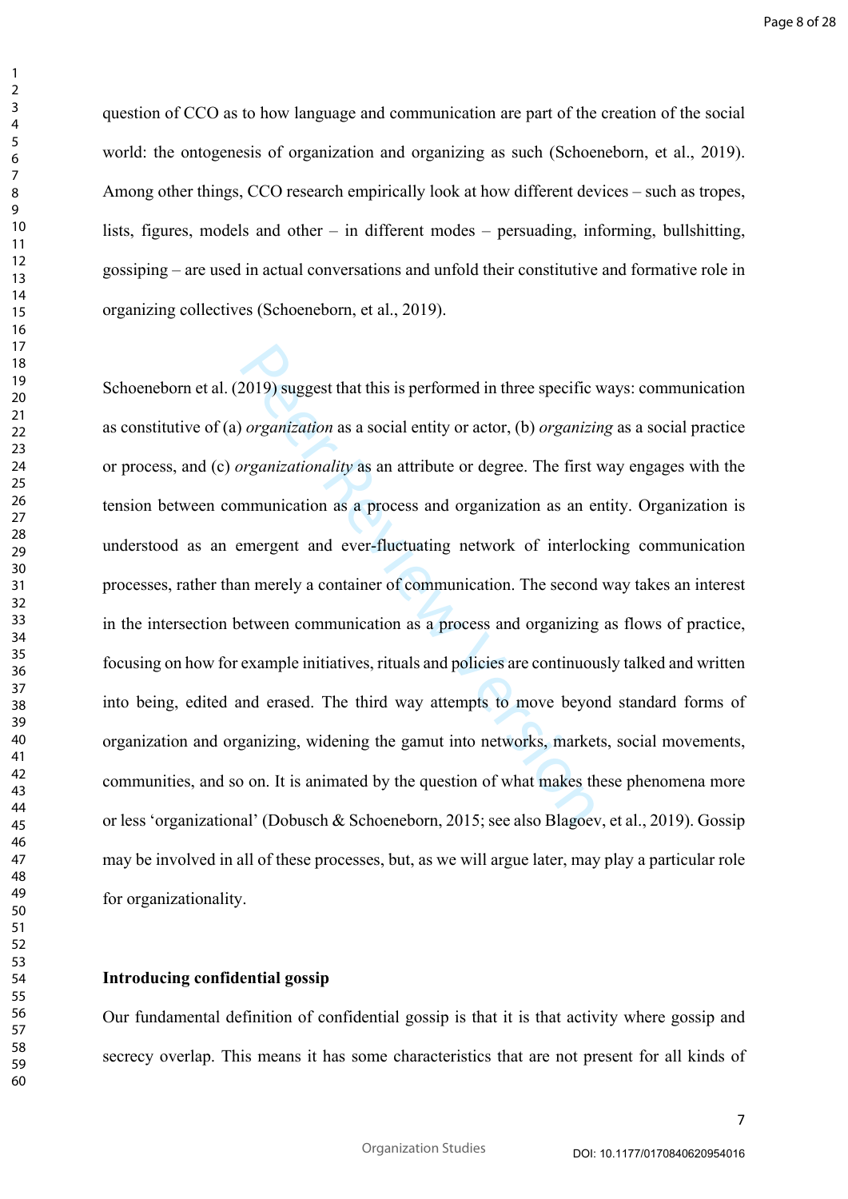question of CCO as to how language and communication are part of the creation of the social world: the ontogenesis of organization and organizing as such (Schoeneborn, et al., 2019). Among other things, CCO research empirically look at how different devices – such as tropes, lists, figures, models and other – in different modes – persuading, informing, bullshitting, gossiping – are used in actual conversations and unfold their constitutive and formative role in organizing collectives (Schoeneborn, et al., 2019).

Schoeneborn et al. (2019) suggest that this is performed in three specific ways: communication as constitutive of (a) *organization* as a social entity or actor, (b) *organizing* as a social practice or process, and (c) *organizationality* as an attribute or degree. The first way engages with the tension between communication as a process and organization as an entity. Organization is understood as an emergent and ever-fluctuating network of interlocking communication processes, rather than merely a container of communication. The second way takes an interest in the intersection between communication as a process and organizing as flows of practice, focusing on how for example initiatives, rituals and policies are continuously talked and written into being, edited and erased. The third way attempts to move beyond standard forms of organization and organizing, widening the gamut into networks, markets, social movements, communities, and so on. It is animated by the question of what makes these phenomena more or less 'organizational' (Dobusch & Schoeneborn, 2015; see also Blagoev, et al., 2019). Gossip may be involved in all of these processes, but, as we will argue later, may play a particular role for organizationality.

**Introducing confidential gossip**

Our fundamental definition of confidential gossip is that it is that activity where gossip and secrecy overlap. This means it has some characteristics that are not present for all kinds of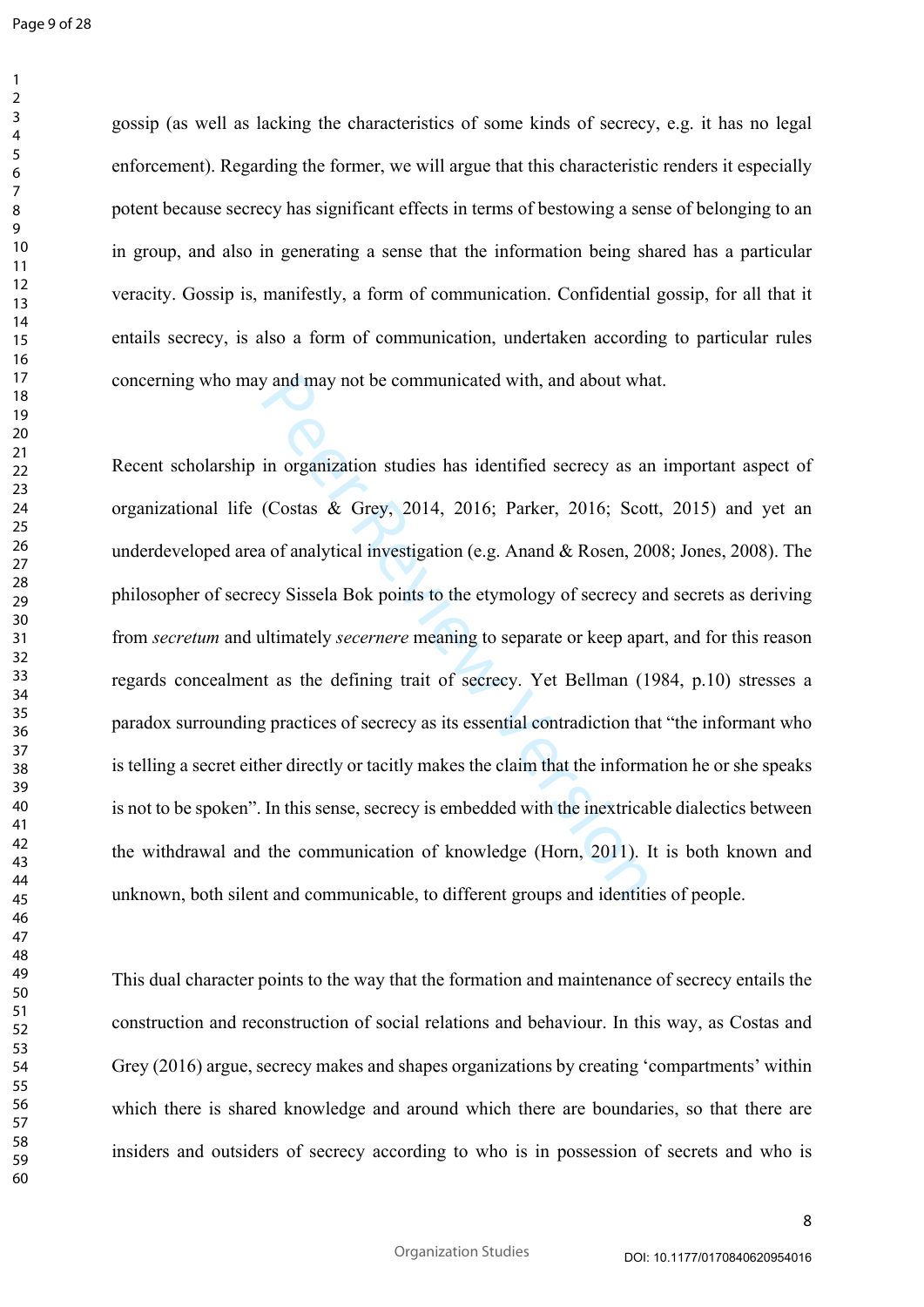gossip (as well as lacking the characteristics of some kinds of secrecy, e.g. it has no legal enforcement). Regarding the former, we will argue that this characteristic renders it especially potent because secrecy has significant effects in terms of bestowing a sense of belonging to an in group, and also in generating a sense that the information being shared has a particular veracity. Gossip is, manifestly, a form of communication. Confidential gossip, for all that it entails secrecy, is also a form of communication, undertaken according to particular rules concerning who may and may not be communicated with, and about what.

Recent scholarship in organization studies has identified secrecy as an important aspect of organizational life (Costas & Grey, 2014, 2016; Parker, 2016; Scott, 2015) and yet an underdeveloped area of analytical investigation (e.g. Anand & Rosen, 2008; Jones, 2008). The philosopher of secrecy Sissela Bok points to the etymology of secrecy and secrets as deriving from *secretum* and ultimately *secernere* meaning to separate or keep apart, and for this reason regards concealment as the defining trait of secrecy. Yet Bellman (1984, p.10) stresses a paradox surrounding practices of secrecy as its essential contradiction that "the informant who is telling a secret either directly or tacitly makes the claim that the information he or she speaks is not to be spoken". In this sense, secrecy is embedded with the inextricable dialectics between the withdrawal and the communication of knowledge (Horn, 2011). It is both known and unknown, both silent and communicable, to different groups and identities of people.

This dual character points to the way that the formation and maintenance of secrecy entails the construction and reconstruction of social relations and behaviour. In this way, as Costas and Grey (2016) argue, secrecy makes and shapes organizations by creating 'compartments' within which there is shared knowledge and around which there are boundaries, so that there are insiders and outsiders of secrecy according to who is in possession of secrets and who is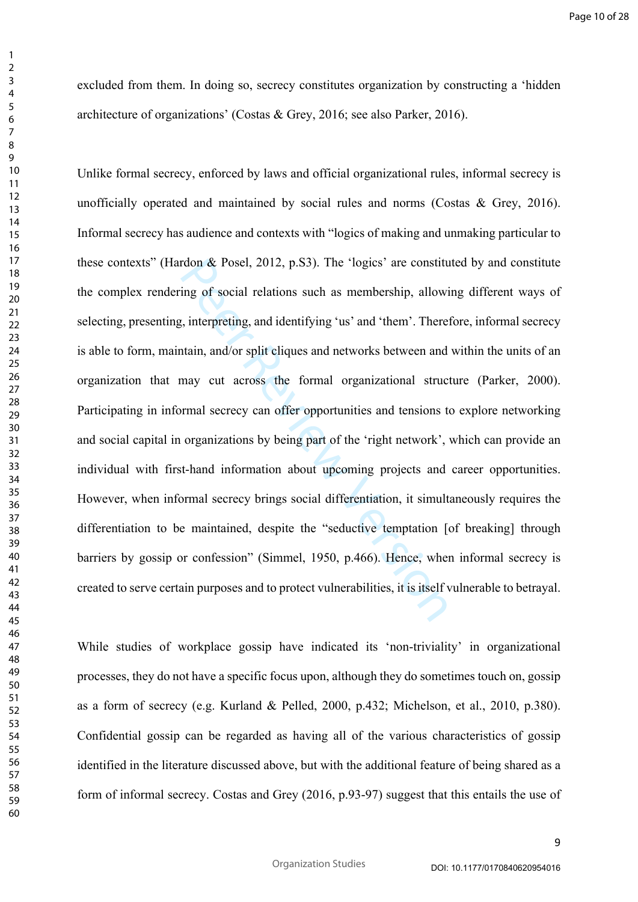excluded from them. In doing so, secrecy constitutes organization by constructing a 'hidden architecture of organizations' (Costas & Grey, 2016; see also Parker, 2016).

Unlike formal secrecy, enforced by laws and official organizational rules, informal secrecy is unofficially operated and maintained by social rules and norms (Costas & Grey, 2016). Informal secrecy has audience and contexts with "logics of making and unmaking particular to these contexts" (Hardon & Posel, 2012, p.S3). The 'logics' are constituted by and constitute the complex rendering of social relations such as membership, allowing different ways of selecting, presenting, interpreting, and identifying 'us' and 'them'. Therefore, informal secrecy is able to form, maintain, and/or split cliques and networks between and within the units of an organization that may cut across the formal organizational structure (Parker, 2000). Participating in informal secrecy can offer opportunities and tensions to explore networking and social capital in organizations by being part of the 'right network', which can provide an individual with first-hand information about upcoming projects and career opportunities. However, when informal secrecy brings social differentiation, it simultaneously requires the differentiation to be maintained, despite the "seductive temptation [of breaking] through barriers by gossip or confession" (Simmel, 1950, p.466). Hence, when informal secrecy is created to serve certain purposes and to protect vulnerabilities, it is itself vulnerable to betrayal.

While studies of workplace gossip have indicated its 'non-triviality' in organizational processes, they do not have a specific focus upon, although they do sometimes touch on, gossip as a form of secrecy (e.g. Kurland & Pelled, 2000, p.432; Michelson, et al., 2010, p.380). Confidential gossip can be regarded as having all of the various characteristics of gossip identified in the literature discussed above, but with the additional feature of being shared as a form of informal secrecy. Costas and Grey (2016, p.93-97) suggest that this entails the use of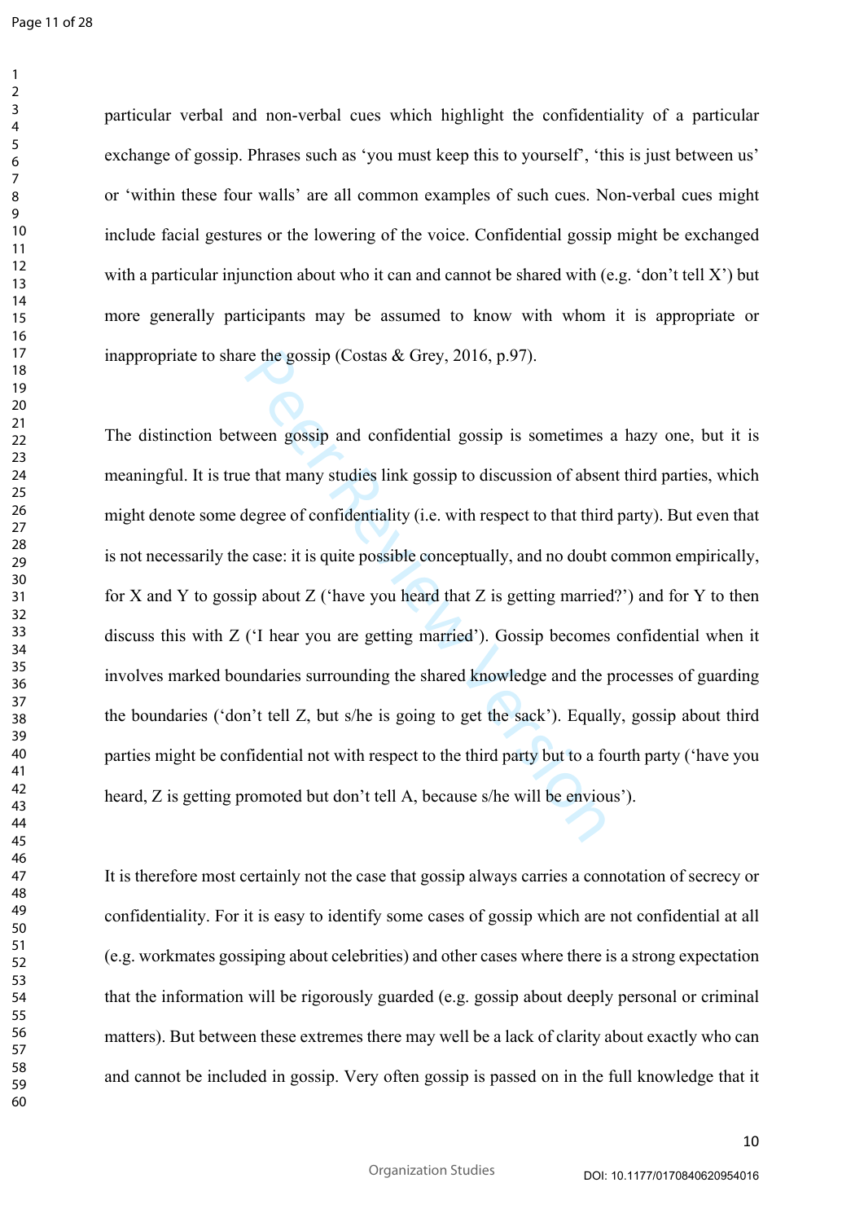particular verbal and non-verbal cues which highlight the confidentiality of a particular exchange of gossip. Phrases such as 'you must keep this to yourself', 'this is just between us' or 'within these four walls' are all common examples of such cues. Non-verbal cues might include facial gestures or the lowering of the voice. Confidential gossip might be exchanged with a particular injunction about who it can and cannot be shared with (e.g. 'don't tell X') but more generally participants may be assumed to know with whom it is appropriate or inappropriate to share the gossip (Costas & Grey, 2016, p.97).

The distinction between gossip and confidential gossip is sometimes a hazy one, but it is meaningful. It is true that many studies link gossip to discussion of absent third parties, which might denote some degree of confidentiality (i.e. with respect to that third party). But even that is not necessarily the case: it is quite possible conceptually, and no doubt common empirically, for X and Y to gossip about Z ('have you heard that Z is getting married?') and for Y to then discuss this with Z ('I hear you are getting married'). Gossip becomes confidential when it involves marked boundaries surrounding the shared knowledge and the processes of guarding the boundaries ('don't tell Z, but s/he is going to get the sack'). Equally, gossip about third parties might be confidential not with respect to the third party but to a fourth party ('have you heard, Z is getting promoted but don't tell A, because s/he will be envious').

It is therefore most certainly not the case that gossip always carries a connotation of secrecy or confidentiality. For it is easy to identify some cases of gossip which are not confidential at all (e.g. workmates gossiping about celebrities) and other cases where there is a strong expectation that the information will be rigorously guarded (e.g. gossip about deeply personal or criminal matters). But between these extremes there may well be a lack of clarity about exactly who can and cannot be included in gossip. Very often gossip is passed on in the full knowledge that it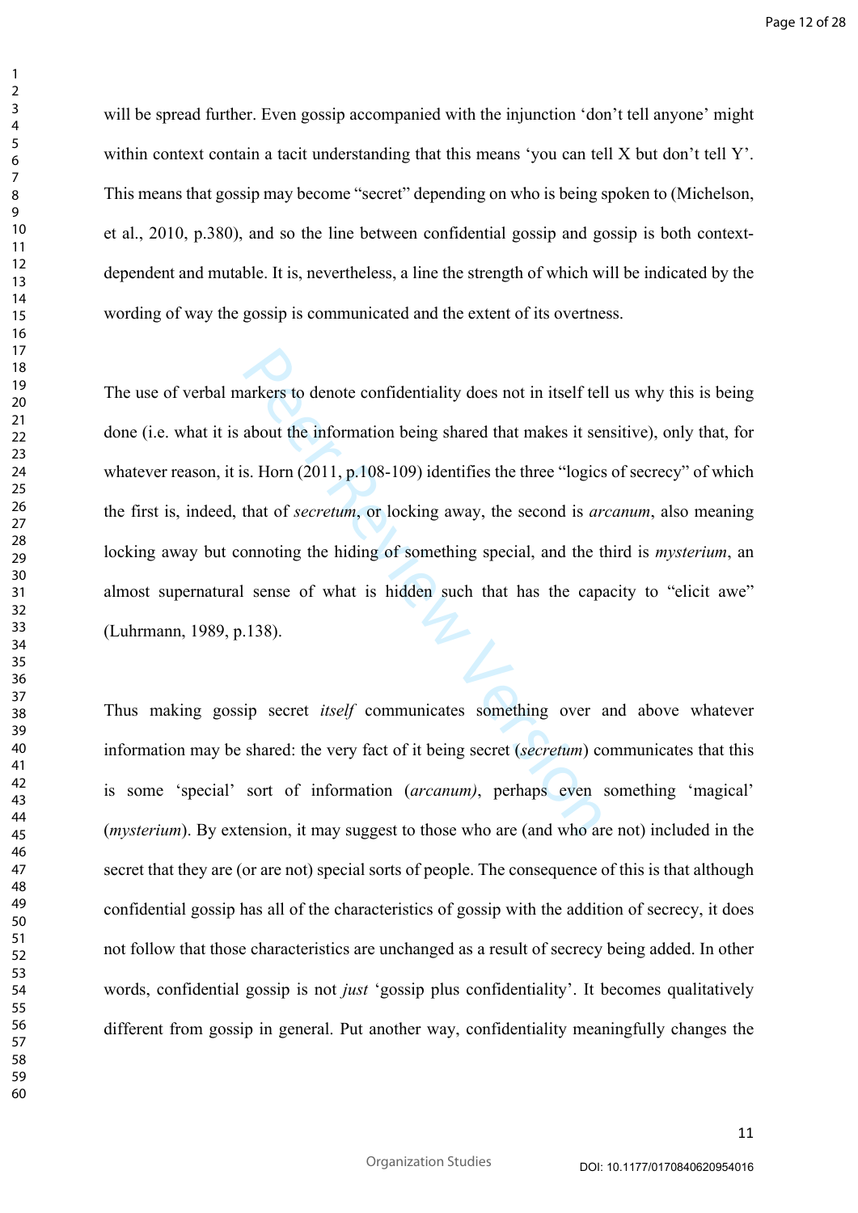will be spread further. Even gossip accompanied with the injunction 'don't tell anyone' might within context contain a tacit understanding that this means 'you can tell X but don't tell Y'. This means that gossip may become "secret" depending on who is being spoken to (Michelson, et al., 2010, p.380), and so the line between confidential gossip and gossip is both context-dependent and mutable. It is, nevertheless, a line the strength of which will be indicated by the wording of way the gossip is communicated and the extent of its overtness.

The use of verbal markers to denote confidentiality does not in itself tell us why this is being done (i.e. what it is about the information being shared that makes it sensitive), only that, for whatever reason, it is. Horn (2011, p.108-109) identifies the three "logics of secrecy" of which the first is, indeed, that of *secretum*, or locking away, the second is *arcanum*, also meaning locking away but connoting the hiding of something special, and the third is *mysterium*, an almost supernatural sense of what is hidden such that has the capacity to "elicit awe" (Luhrmann, 1989, p.138).

Thus making gossip secret *itself* communicates something over and above whatever information may be shared: the very fact of it being secret (*secretum*) communicates that this is some 'special' sort of information (*arcanum)*, perhaps even something 'magical' (*mysterium*). By extension, it may suggest to those who are (and who are not) included in the secret that they are (or are not) special sorts of people. The consequence of this is that although confidential gossip has all of the characteristics of gossip with the addition of secrecy, it does not follow that those characteristics are unchanged as a result of secrecy being added. In other words, confidential gossip is not *just* 'gossip plus confidentiality'. It becomes qualitatively different from gossip in general. Put another way, confidentiality meaningfully changes the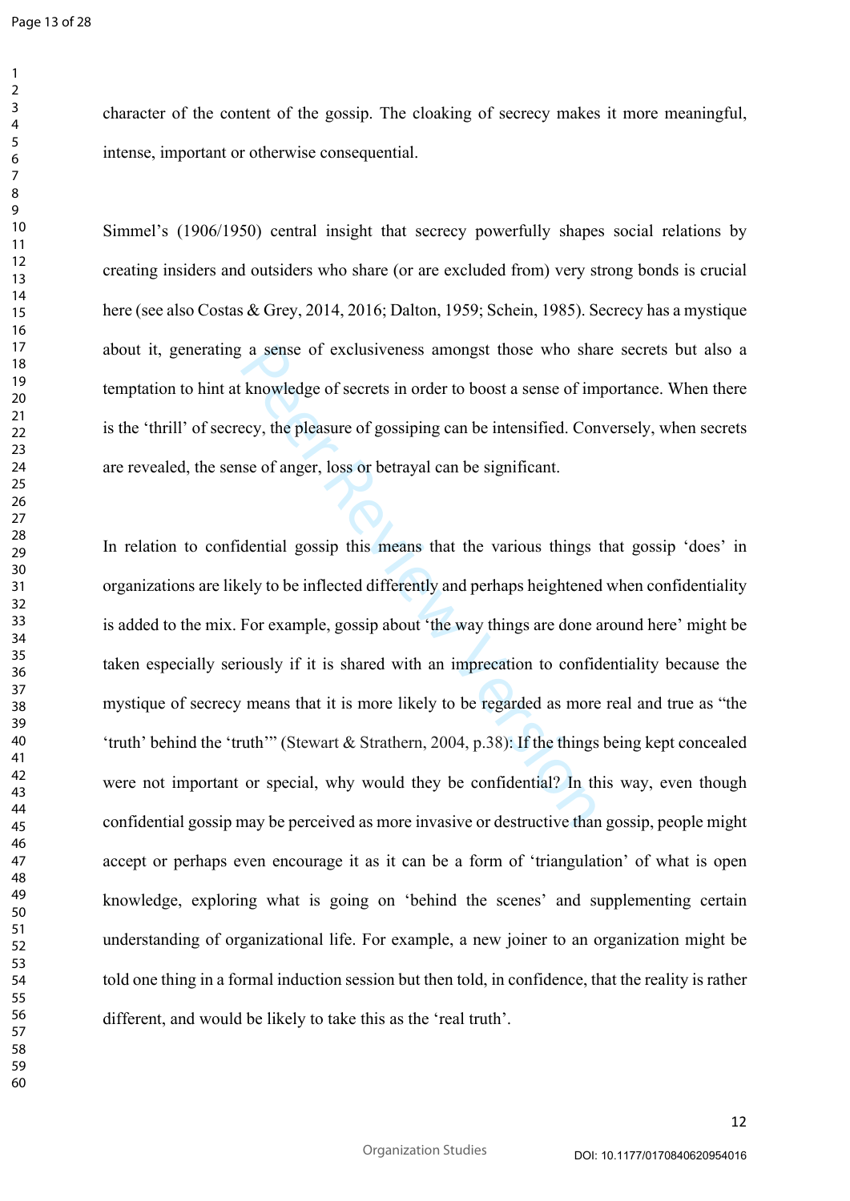character of the content of the gossip. The cloaking of secrecy makes it more meaningful, intense, important or otherwise consequential.

Simmel's (1906/1950) central insight that secrecy powerfully shapes social relations by creating insiders and outsiders who share (or are excluded from) very strong bonds is crucial here (see also Costas & Grey, 2014, 2016; Dalton, 1959; Schein, 1985). Secrecy has a mystique about it, generating a sense of exclusiveness amongst those who share secrets but also a temptation to hint at knowledge of secrets in order to boost a sense of importance. When there is the 'thrill' of secrecy, the pleasure of gossiping can be intensified. Conversely, when secrets are revealed, the sense of anger, loss or betrayal can be significant.

In relation to confidential gossip this means that the various things that gossip 'does' in organizations are likely to be inflected differently and perhaps heightened when confidentiality is added to the mix. For example, gossip about 'the way things are done around here' might be taken especially seriously if it is shared with an imprecation to confidentiality because the mystique of secrecy means that it is more likely to be regarded as more real and true as "the 'truth' behind the 'truth'" (Stewart & Strathern, 2004, p.38): If the things being kept concealed were not important or special, why would they be confidential? In this way, even though confidential gossip may be perceived as more invasive or destructive than gossip, people might accept or perhaps even encourage it as it can be a form of 'triangulation' of what is open knowledge, exploring what is going on 'behind the scenes' and supplementing certain understanding of organizational life. For example, a new joiner to an organization might be told one thing in a formal induction session but then told, in confidence, that the reality is rather different, and would be likely to take this as the 'real truth'.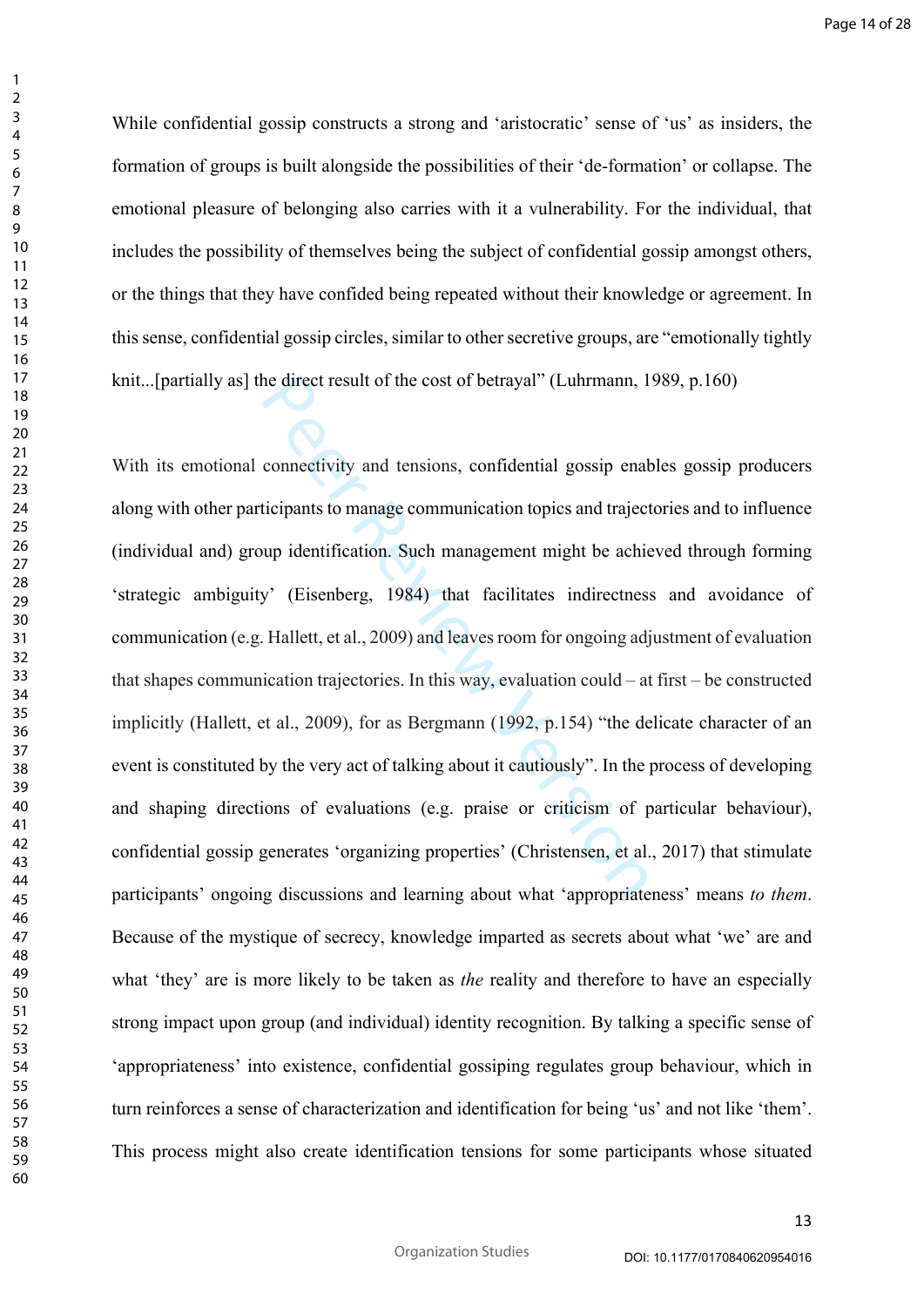While confidential gossip constructs a strong and ‘aristocratic’ sense of ‘us’ as insiders, the formation of groups is built alongside the possibilities of their ‘de-formation’ or collapse. The emotional pleasure of belonging also carries with it a vulnerability. For the individual, that includes the possibility of themselves being the subject of confidential gossip amongst others, or the things that they have confided being repeated without their knowledge or agreement. In this sense, confidential gossip circles, similar to other secretive groups, are “emotionally tightly knit...[partially as] the direct result of the cost of betrayal” (Luhrmann, 1989, p.160)

With its emotional connectivity and tensions, confidential gossip enables gossip producers along with other participants to manage communication topics and trajectories and to influence (individual and) group identification. Such management might be achieved through forming ‘strategic ambiguity’ (Eisenberg, 1984) that facilitates indirectness and avoidance of communication (e.g. Hallett, et al., 2009) and leaves room for ongoing adjustment of evaluation that shapes communication trajectories. In this way, evaluation could – at first – be constructed implicitly (Hallett, et al., 2009), for as Bergmann (1992, p.154) “the delicate character of an event is constituted by the very act of talking about it cautiously”. In the process of developing and shaping directions of evaluations (e.g. praise or criticism of particular behaviour), confidential gossip generates ‘organizing properties’ (Christensen, et al., 2017) that stimulate participants’ ongoing discussions and learning about what ‘appropriateness’ means *to them*. Because of the mystique of secrecy, knowledge imparted as secrets about what ‘we’ are and what ‘they’ are is more likely to be taken as *the* reality and therefore to have an especially strong impact upon group (and individual) identity recognition. By talking a specific sense of ‘appropriateness’ into existence, confidential gossiping regulates group behaviour, which in turn reinforces a sense of characterization and identification for being ‘us’ and not like ‘them’. This process might also create identification tensions for some participants whose situated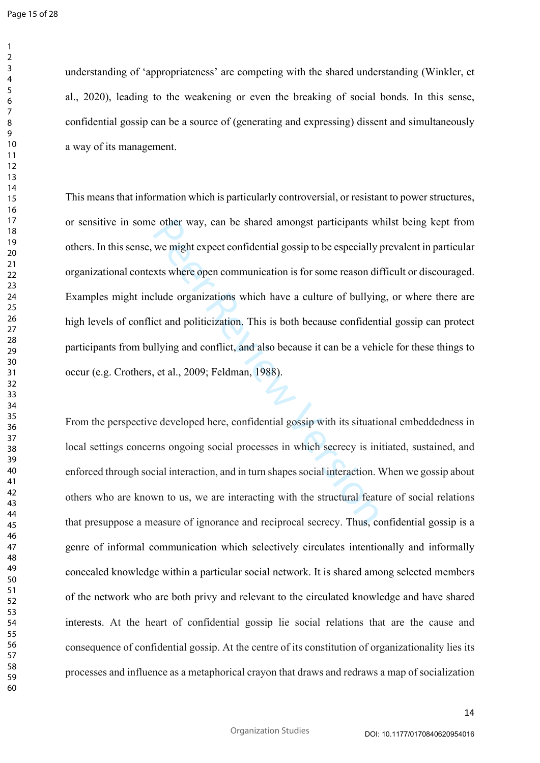understanding of 'appropriateness' are competing with the shared understanding (Winkler, et al., 2020), leading to the weakening or even the breaking of social bonds. In this sense, confidential gossip can be a source of (generating and expressing) dissent and simultaneously a way of its management.

This means that information which is particularly controversial, or resistant to power structures, or sensitive in some other way, can be shared amongst participants whilst being kept from others. In this sense, we might expect confidential gossip to be especially prevalent in particular organizational contexts where open communication is for some reason difficult or discouraged. Examples might include organizations which have a culture of bullying, or where there are high levels of conflict and politicization. This is both because confidential gossip can protect participants from bullying and conflict, and also because it can be a vehicle for these things to occur (e.g. Crothers, et al., 2009; Feldman, 1988).

From the perspective developed here, confidential gossip with its situational embeddedness in local settings concerns ongoing social processes in which secrecy is initiated, sustained, and enforced through social interaction, and in turn shapes social interaction. When we gossip about others who are known to us, we are interacting with the structural feature of social relations that presuppose a measure of ignorance and reciprocal secrecy. Thus, confidential gossip is a genre of informal communication which selectively circulates intentionally and informally concealed knowledge within a particular social network. It is shared among selected members of the network who are both privy and relevant to the circulated knowledge and have shared interests. At the heart of confidential gossip lie social relations that are the cause and consequence of confidential gossip. At the centre of its constitution of organizationality lies its processes and influence as a metaphorical crayon that draws and redraws a map of socialization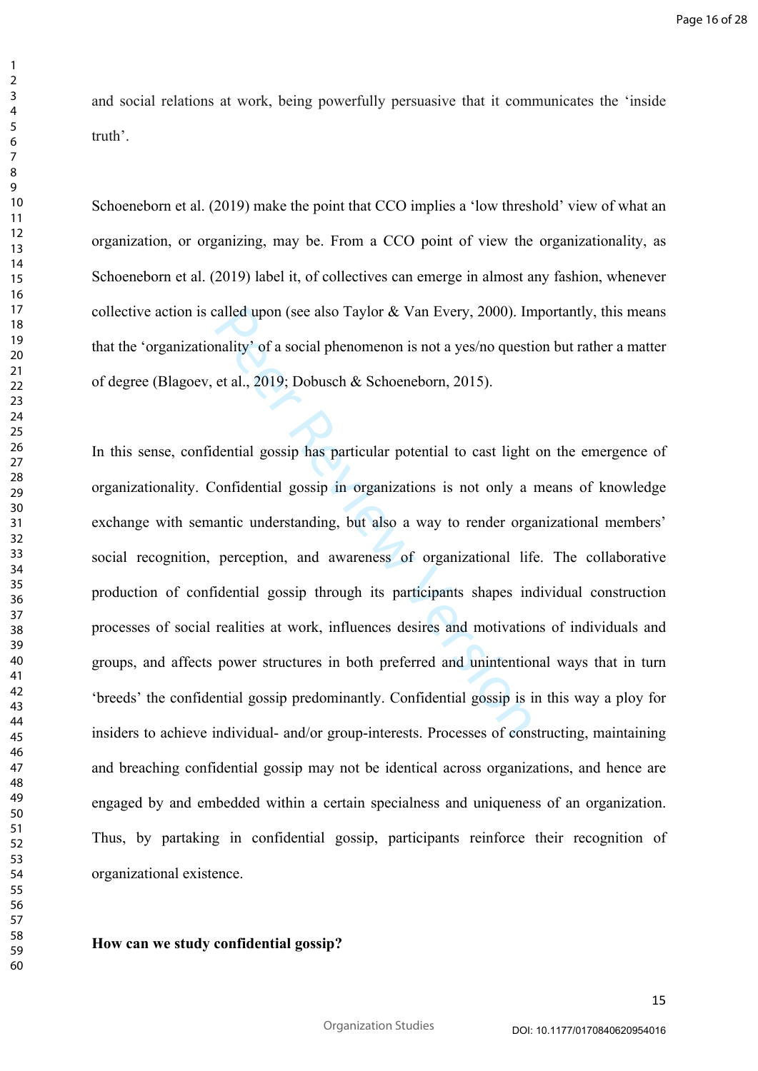and social relations at work, being powerfully persuasive that it communicates the 'inside truth'.

Schoeneborn et al. (2019) make the point that CCO implies a 'low threshold' view of what an organization, or organizing, may be. From a CCO point of view the organizationality, as Schoeneborn et al. (2019) label it, of collectives can emerge in almost any fashion, whenever collective action is called upon (see also Taylor & Van Every, 2000). Importantly, this means that the 'organizationality' of a social phenomenon is not a yes/no question but rather a matter of degree (Blagoev, et al., 2019; Dobusch & Schoeneborn, 2015).

In this sense, confidential gossip has particular potential to cast light on the emergence of organizationality. Confidential gossip in organizations is not only a means of knowledge exchange with semantic understanding, but also a way to render organizational members' social recognition, perception, and awareness of organizational life. The collaborative production of confidential gossip through its participants shapes individual construction processes of social realities at work, influences desires and motivations of individuals and groups, and affects power structures in both preferred and unintentional ways that in turn 'breeds' the confidential gossip predominantly. Confidential gossip is in this way a ploy for insiders to achieve individual- and/or group-interests. Processes of constructing, maintaining and breaching confidential gossip may not be identical across organizations, and hence are engaged by and embedded within a certain specialness and uniqueness of an organization. Thus, by partaking in confidential gossip, participants reinforce their recognition of organizational existence.

**How can we study confidential gossip?**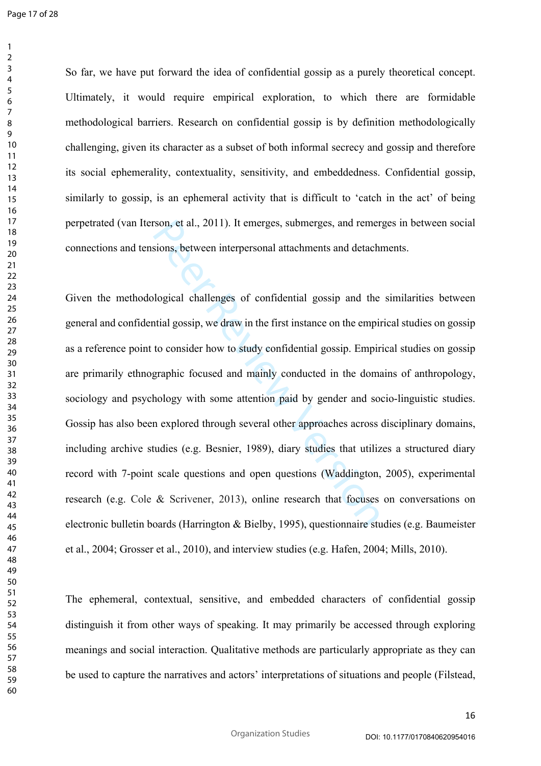So far, we have put forward the idea of confidential gossip as a purely theoretical concept. Ultimately, it would require empirical exploration, to which there are formidable methodological barriers. Research on confidential gossip is by definition methodologically challenging, given its character as a subset of both informal secrecy and gossip and therefore its social ephemerality, contextuality, sensitivity, and embeddedness. Confidential gossip, similarly to gossip, is an ephemeral activity that is difficult to 'catch in the act' of being perpetrated (van Iterson, et al., 2011). It emerges, submerges, and remerges in between social connections and tensions, between interpersonal attachments and detachments.

Given the methodological challenges of confidential gossip and the similarities between general and confidential gossip, we draw in the first instance on the empirical studies on gossip as a reference point to consider how to study confidential gossip. Empirical studies on gossip are primarily ethnographic focused and mainly conducted in the domains of anthropology, sociology and psychology with some attention paid by gender and socio-linguistic studies. Gossip has also been explored through several other approaches across disciplinary domains, including archive studies (e.g. Besnier, 1989), diary studies that utilizes a structured diary record with 7-point scale questions and open questions (Waddington, 2005), experimental research (e.g. Cole & Scrivener, 2013), online research that focuses on conversations on electronic bulletin boards (Harrington & Bielby, 1995), questionnaire studies (e.g. Baumeister et al., 2004; Grosser et al., 2010), and interview studies (e.g. Hafen, 2004; Mills, 2010).

The ephemeral, contextual, sensitive, and embedded characters of confidential gossip distinguish it from other ways of speaking. It may primarily be accessed through exploring meanings and social interaction. Qualitative methods are particularly appropriate as they can be used to capture the narratives and actors' interpretations of situations and people (Filstead,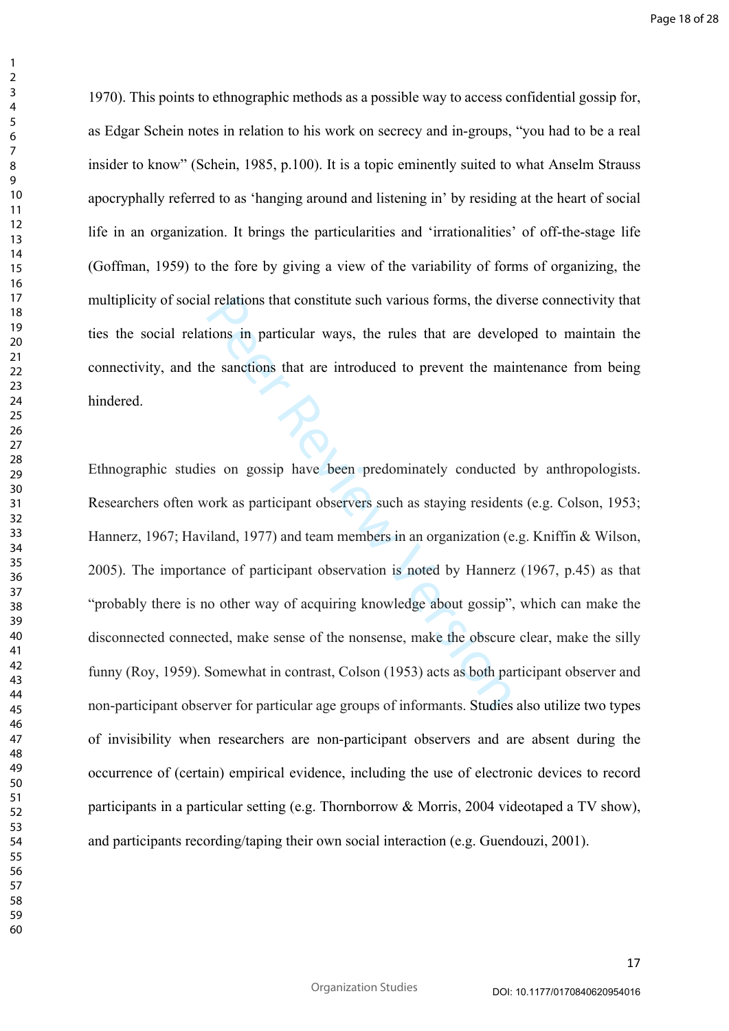1970). This points to ethnographic methods as a possible way to access confidential gossip for, as Edgar Schein notes in relation to his work on secrecy and in-groups, "you had to be a real insider to know" (Schein, 1985, p.100). It is a topic eminently suited to what Anselm Strauss apocryphally referred to as 'hanging around and listening in' by residing at the heart of social life in an organization. It brings the particularities and 'irrationalities' of off-the-stage life (Goffman, 1959) to the fore by giving a view of the variability of forms of organizing, the multiplicity of social relations that constitute such various forms, the diverse connectivity that ties the social relations in particular ways, the rules that are developed to maintain the connectivity, and the sanctions that are introduced to prevent the maintenance from being hindered.

Ethnographic studies on gossip have been predominately conducted by anthropologists. Researchers often work as participant observers such as staying residents (e.g. Colson, 1953; Hannerz, 1967; Haviland, 1977) and team members in an organization (e.g. Kniffin & Wilson, 2005). The importance of participant observation is noted by Hannerz (1967, p.45) as that "probably there is no other way of acquiring knowledge about gossip", which can make the disconnected connected, make sense of the nonsense, make the obscure clear, make the silly funny (Roy, 1959). Somewhat in contrast, Colson (1953) acts as both participant observer and non-participant observer for particular age groups of informants. Studies also utilize two types of invisibility when researchers are non-participant observers and are absent during the occurrence of (certain) empirical evidence, including the use of electronic devices to record participants in a particular setting (e.g. Thornborrow & Morris, 2004 videotaped a TV show), and participants recording/taping their own social interaction (e.g. Guendouzi, 2001).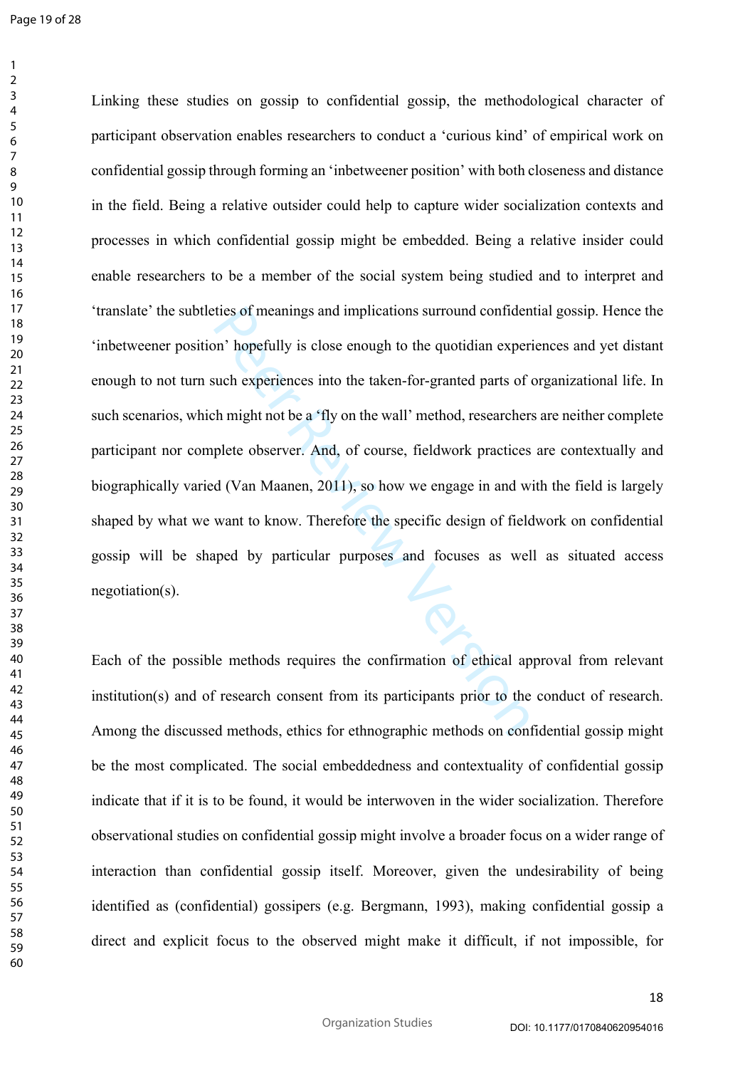Linking these studies on gossip to confidential gossip, the methodological character of participant observation enables researchers to conduct a 'curious kind' of empirical work on confidential gossip through forming an 'inbetweener position' with both closeness and distance in the field. Being a relative outsider could help to capture wider socialization contexts and processes in which confidential gossip might be embedded. Being a relative insider could enable researchers to be a member of the social system being studied and to interpret and 'translate' the subtleties of meanings and implications surround confidential gossip. Hence the 'inbetweener position' hopefully is close enough to the quotidian experiences and yet distant enough to not turn such experiences into the taken-for-granted parts of organizational life. In such scenarios, which might not be a 'fly on the wall' method, researchers are neither complete participant nor complete observer. And, of course, fieldwork practices are contextually and biographically varied (Van Maanen, 2011), so how we engage in and with the field is largely shaped by what we want to know. Therefore the specific design of fieldwork on confidential gossip will be shaped by particular purposes and focuses as well as situated access negotiation(s).

Each of the possible methods requires the confirmation of ethical approval from relevant institution(s) and of research consent from its participants prior to the conduct of research. Among the discussed methods, ethics for ethnographic methods on confidential gossip might be the most complicated. The social embeddedness and contextuality of confidential gossip indicate that if it is to be found, it would be interwoven in the wider socialization. Therefore observational studies on confidential gossip might involve a broader focus on a wider range of interaction than confidential gossip itself. Moreover, given the undesirability of being identified as (confidential) gossipers (e.g. Bergmann, 1993), making confidential gossip a direct and explicit focus to the observed might make it difficult, if not impossible, for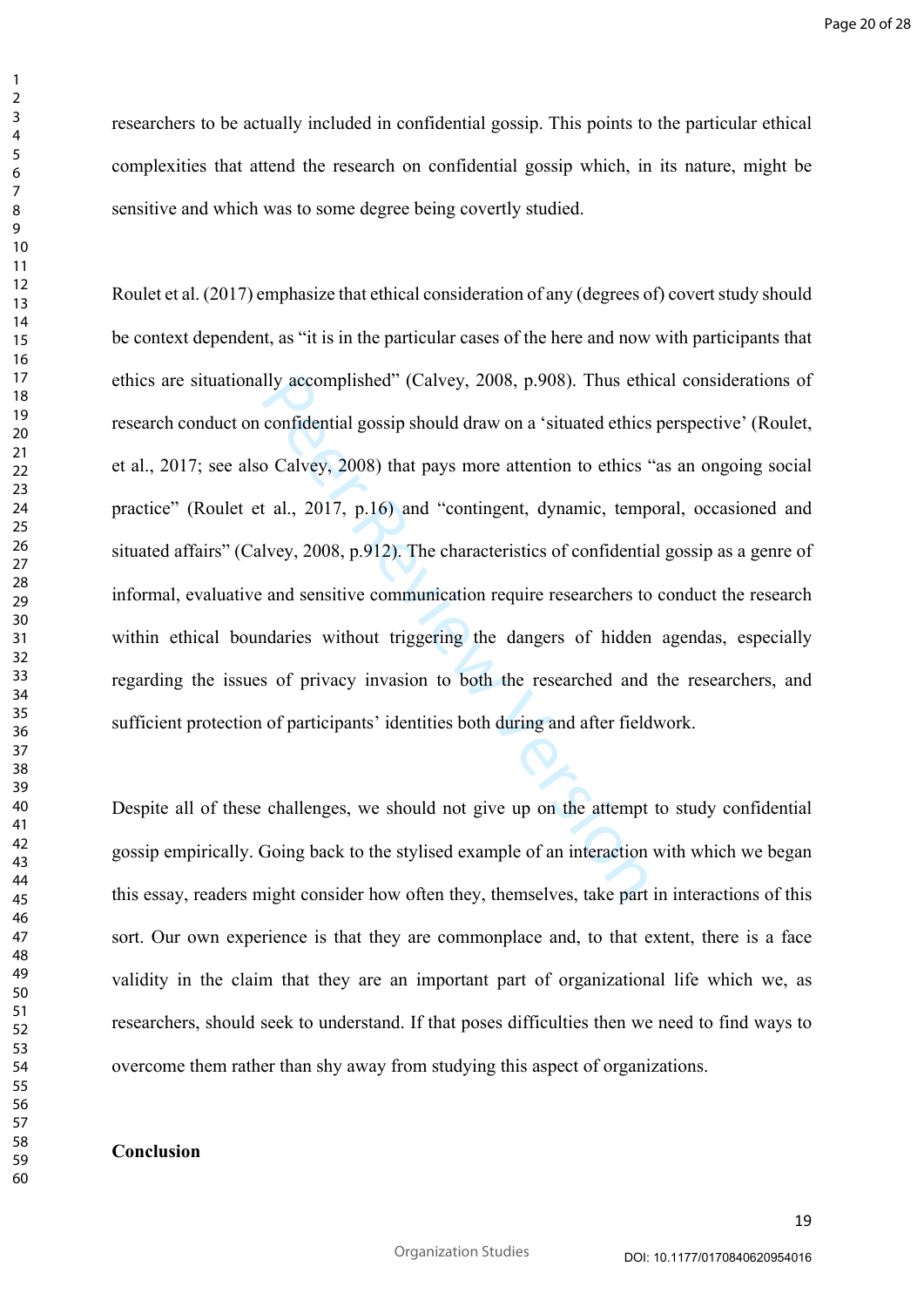researchers to be actually included in confidential gossip. This points to the particular ethical complexities that attend the research on confidential gossip which, in its nature, might be sensitive and which was to some degree being covertly studied.

Roulet et al. (2017) emphasize that ethical consideration of any (degrees of) covert study should be context dependent, as "it is in the particular cases of the here and now with participants that ethics are situationally accomplished" (Calvey, 2008, p.908). Thus ethical considerations of research conduct on confidential gossip should draw on a 'situated ethics perspective' (Roulet, et al., 2017; see also Calvey, 2008) that pays more attention to ethics "as an ongoing social practice" (Roulet et al., 2017, p.16) and "contingent, dynamic, temporal, occasioned and situated affairs" (Calvey, 2008, p.912). The characteristics of confidential gossip as a genre of informal, evaluative and sensitive communication require researchers to conduct the research within ethical boundaries without triggering the dangers of hidden agendas, especially regarding the issues of privacy invasion to both the researched and the researchers, and sufficient protection of participants' identities both during and after fieldwork.

Despite all of these challenges, we should not give up on the attempt to study confidential gossip empirically. Going back to the stylised example of an interaction with which we began this essay, readers might consider how often they, themselves, take part in interactions of this sort. Our own experience is that they are commonplace and, to that extent, there is a face validity in the claim that they are an important part of organizational life which we, as researchers, should seek to understand. If that poses difficulties then we need to find ways to overcome them rather than shy away from studying this aspect of organizations.

## Conclusion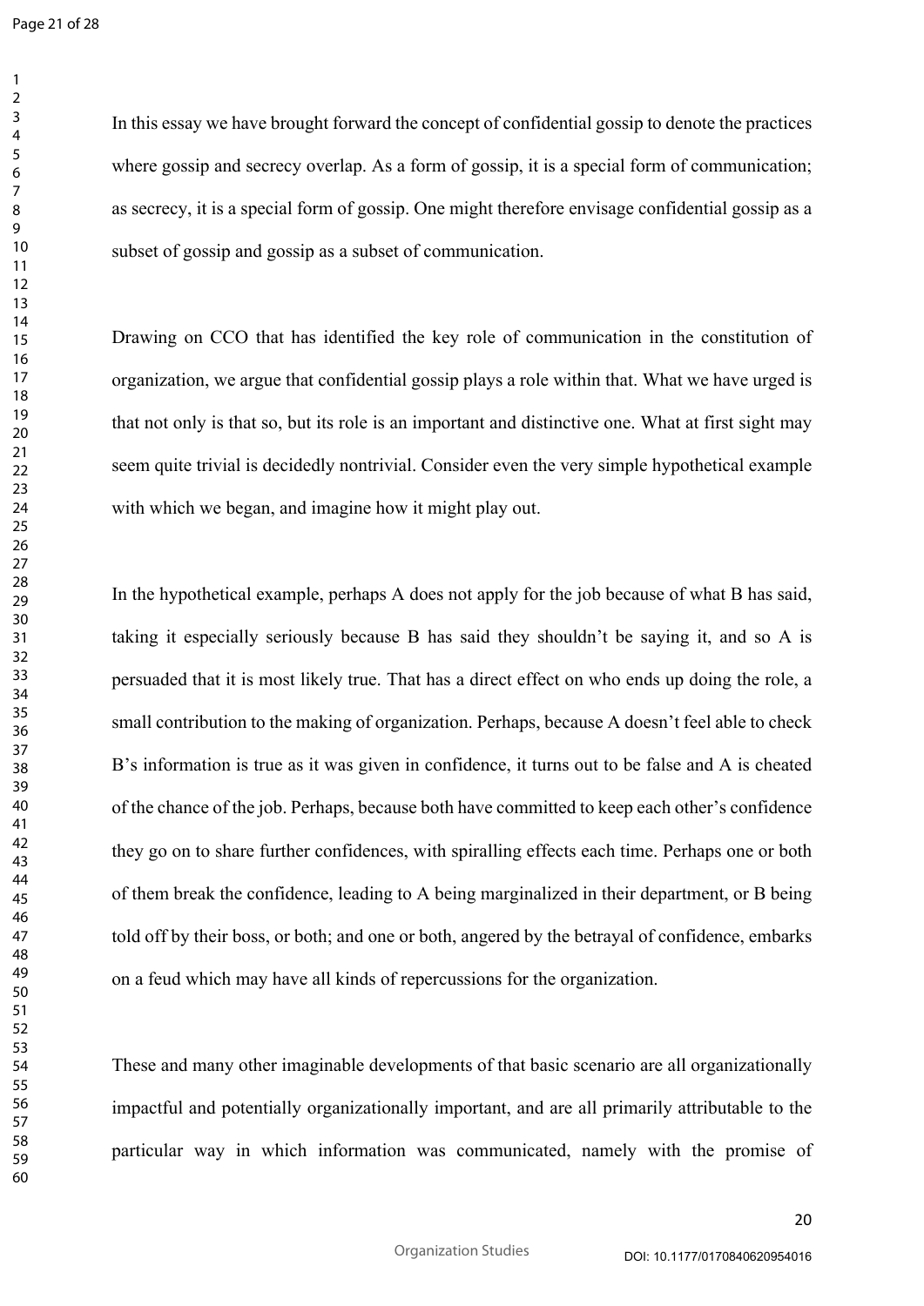In this essay we have brought forward the concept of confidential gossip to denote the practices where gossip and secrecy overlap. As a form of gossip, it is a special form of communication; as secrecy, it is a special form of gossip. One might therefore envisage confidential gossip as a subset of gossip and gossip as a subset of communication.

Drawing on CCO that has identified the key role of communication in the constitution of organization, we argue that confidential gossip plays a role within that. What we have urged is that not only is that so, but its role is an important and distinctive one. What at first sight may seem quite trivial is decidedly nontrivial. Consider even the very simple hypothetical example with which we began, and imagine how it might play out.

In the hypothetical example, perhaps A does not apply for the job because of what B has said, taking it especially seriously because B has said they shouldn't be saying it, and so A is persuaded that it is most likely true. That has a direct effect on who ends up doing the role, a small contribution to the making of organization. Perhaps, because A doesn't feel able to check B's information is true as it was given in confidence, it turns out to be false and A is cheated of the chance of the job. Perhaps, because both have committed to keep each other's confidence they go on to share further confidences, with spiralling effects each time. Perhaps one or both of them break the confidence, leading to A being marginalized in their department, or B being told off by their boss, or both; and one or both, angered by the betrayal of confidence, embarks on a feud which may have all kinds of repercussions for the organization.

These and many other imaginable developments of that basic scenario are all organizationally impactful and potentially organizationally important, and are all primarily attributable to the particular way in which information was communicated, namely with the promise of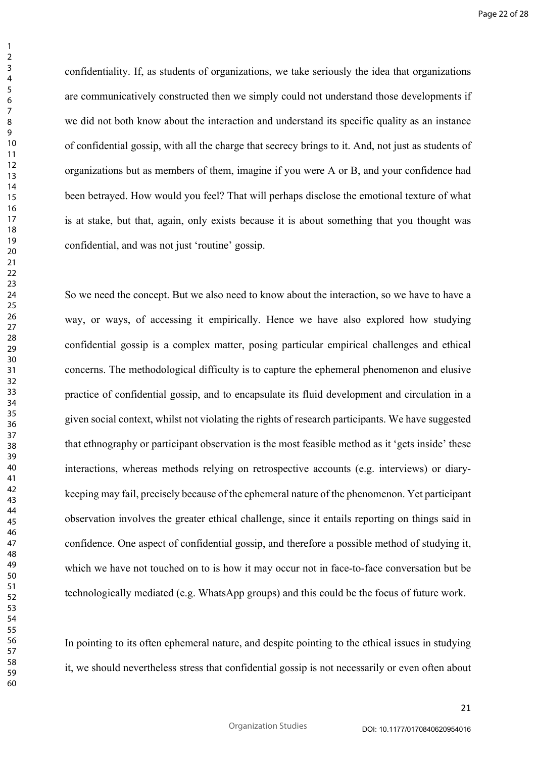confidentiality. If, as students of organizations, we take seriously the idea that organizations are communicatively constructed then we simply could not understand those developments if we did not both know about the interaction and understand its specific quality as an instance of confidential gossip, with all the charge that secrecy brings to it. And, not just as students of organizations but as members of them, imagine if you were A or B, and your confidence had been betrayed. How would you feel? That will perhaps disclose the emotional texture of what is at stake, but that, again, only exists because it is about something that you thought was confidential, and was not just 'routine' gossip.

So we need the concept. But we also need to know about the interaction, so we have to have a way, or ways, of accessing it empirically. Hence we have also explored how studying confidential gossip is a complex matter, posing particular empirical challenges and ethical concerns. The methodological difficulty is to capture the ephemeral phenomenon and elusive practice of confidential gossip, and to encapsulate its fluid development and circulation in a given social context, whilst not violating the rights of research participants. We have suggested that ethnography or participant observation is the most feasible method as it 'gets inside' these interactions, whereas methods relying on retrospective accounts (e.g. interviews) or diary-keeping may fail, precisely because of the ephemeral nature of the phenomenon. Yet participant observation involves the greater ethical challenge, since it entails reporting on things said in confidence. One aspect of confidential gossip, and therefore a possible method of studying it, which we have not touched on to is how it may occur not in face-to-face conversation but be technologically mediated (e.g. WhatsApp groups) and this could be the focus of future work.

In pointing to its often ephemeral nature, and despite pointing to the ethical issues in studying it, we should nevertheless stress that confidential gossip is not necessarily or even often about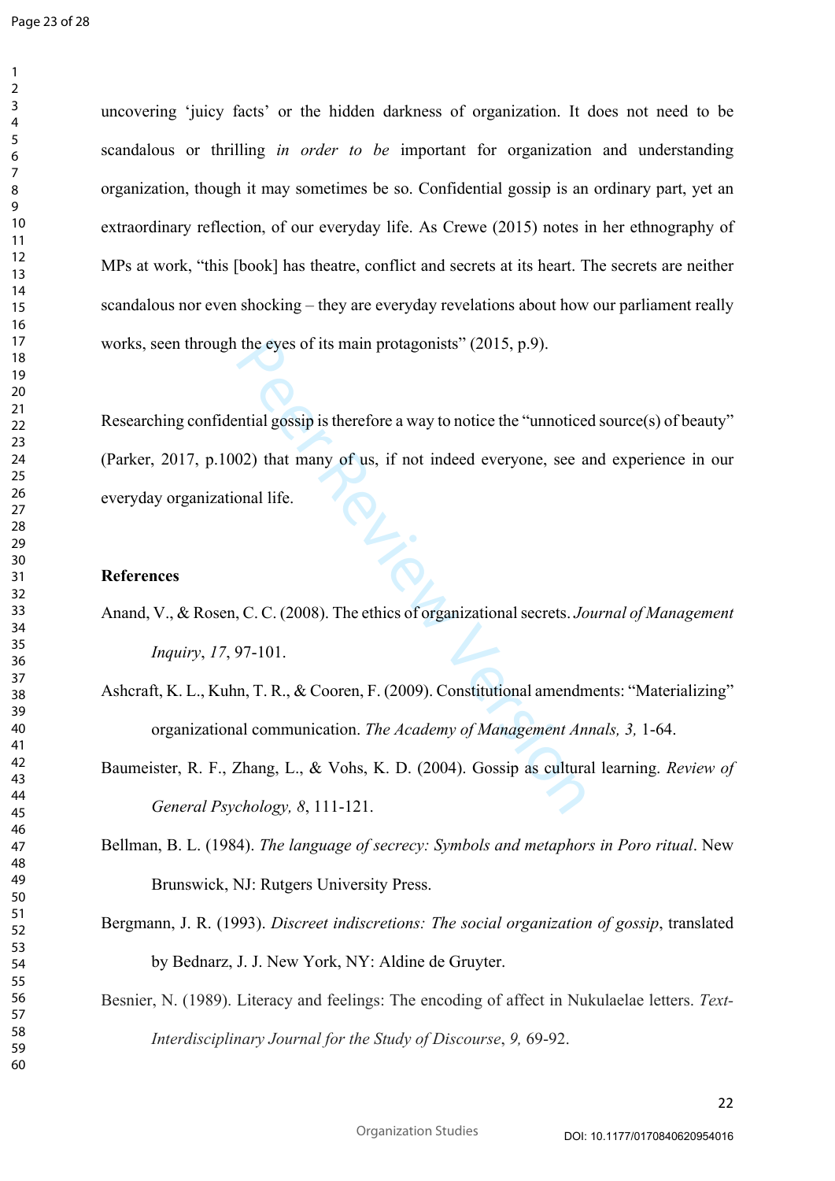uncovering 'juicy facts' or the hidden darkness of organization. It does not need to be scandalous or thrilling *in order to be* important for organization and understanding organization, though it may sometimes be so. Confidential gossip is an ordinary part, yet an extraordinary reflection, of our everyday life. As Crewe (2015) notes in her ethnography of MPs at work, "this [book] has theatre, conflict and secrets at its heart. The secrets are neither scandalous nor even shocking – they are everyday revelations about how our parliament really works, seen through the eyes of its main protagonists" (2015, p.9).

Researching confidential gossip is therefore a way to notice the "unnoticed source(s) of beauty" (Parker, 2017, p.1002) that many of us, if not indeed everyone, see and experience in our everyday organizational life.

## References

Anand, V., & Rosen, C. C. (2008). The ethics of organizational secrets. *Journal of Management Inquiry*, *17*, 97-101.

Ashcraft, K. L., Kuhn, T. R., & Cooren, F. (2009). Constitutional amendments: "Materializing" organizational communication. *The Academy of Management Annals, 3,* 1-64.

Baumeister, R. F., Zhang, L., & Vohs, K. D. (2004). Gossip as cultural learning. *Review of General Psychology, 8*, 111-121.

Bellman, B. L. (1984). *The language of secrecy: Symbols and metaphors in Poro ritual*. New Brunswick, NJ: Rutgers University Press.

Bergmann, J. R. (1993). *Discreet indiscretions: The social organization of gossip*, translated by Bednarz, J. J. New York, NY: Aldine de Gruyter.

Besnier, N. (1989). Literacy and feelings: The encoding of affect in Nukulaelae letters. *Text-Interdisciplinary Journal for the Study of Discourse*, *9,* 69-92.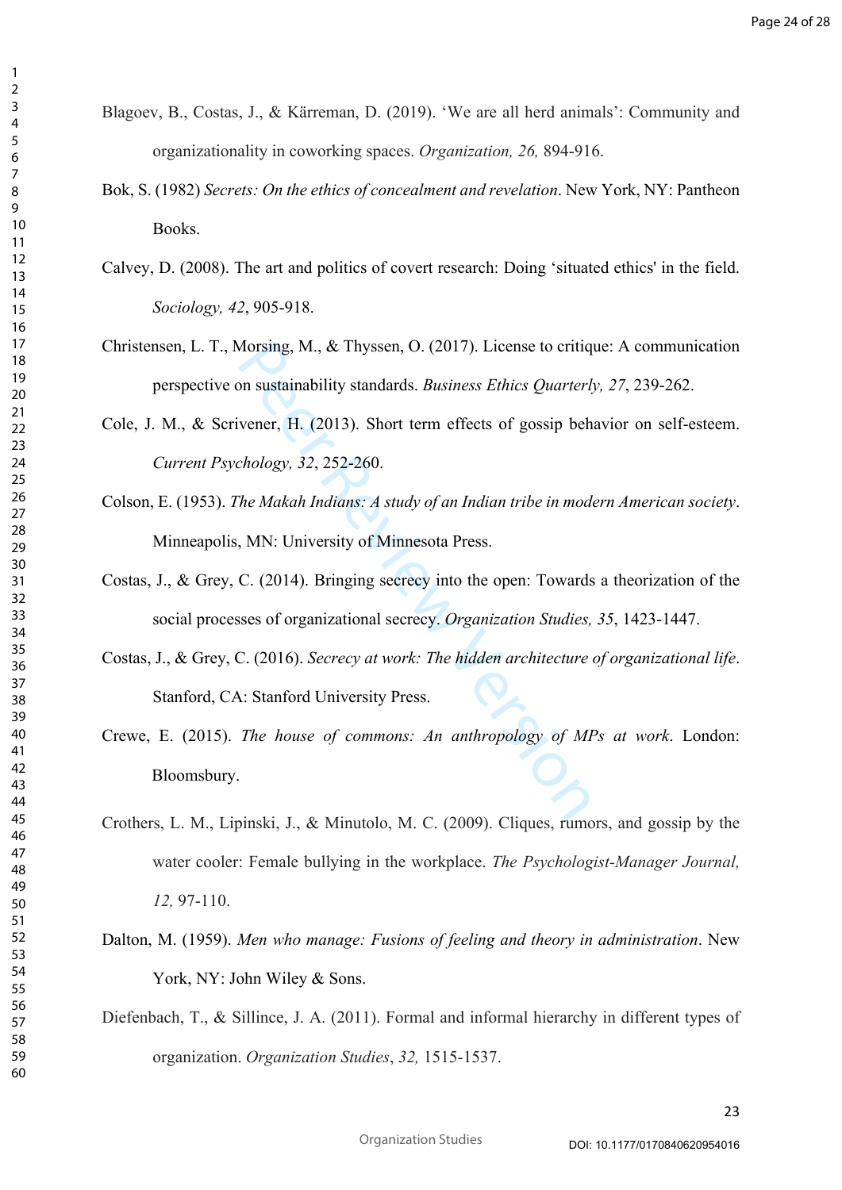Blagoev, B., Costas, J., & Kärreman, D. (2019). 'We are all herd animals': Community and organizationality in coworking spaces. *Organization, 26,* 894-916.

Bok, S. (1982) *Secrets: On the ethics of concealment and revelation*. New York, NY: Pantheon Books.

Calvey, D. (2008). The art and politics of covert research: Doing 'situated ethics' in the field. *Sociology, 42*, 905-918.

Christensen, L. T., Morsing, M., & Thyssen, O. (2017). License to critique: A communication perspective on sustainability standards. *Business Ethics Quarterly, 27*, 239-262.

Cole, J. M., & Scrivener, H. (2013). Short term effects of gossip behavior on self-esteem. *Current Psychology, 32*, 252-260.

Colson, E. (1953). *The Makah Indians: A study of an Indian tribe in modern American society*. Minneapolis, MN: University of Minnesota Press.

Costas, J., & Grey, C. (2014). Bringing secrecy into the open: Towards a theorization of the social processes of organizational secrecy. *Organization Studies, 35*, 1423-1447.

Costas, J., & Grey, C. (2016). *Secrecy at work: The hidden architecture of organizational life*. Stanford, CA: Stanford University Press.

Crewe, E. (2015). *The house of commons: An anthropology of MPs at work*. London: Bloomsbury.

Crothers, L. M., Lipinski, J., & Minutolo, M. C. (2009). Cliques, rumors, and gossip by the water cooler: Female bullying in the workplace. *The Psychologist-Manager Journal, 12,* 97-110.

Dalton, M. (1959). *Men who manage: Fusions of feeling and theory in administration*. New York, NY: John Wiley & Sons.

Diefenbach, T., & Sillince, J. A. (2011). Formal and informal hierarchy in different types of organization. *Organization Studies*, *32,* 1515-1537.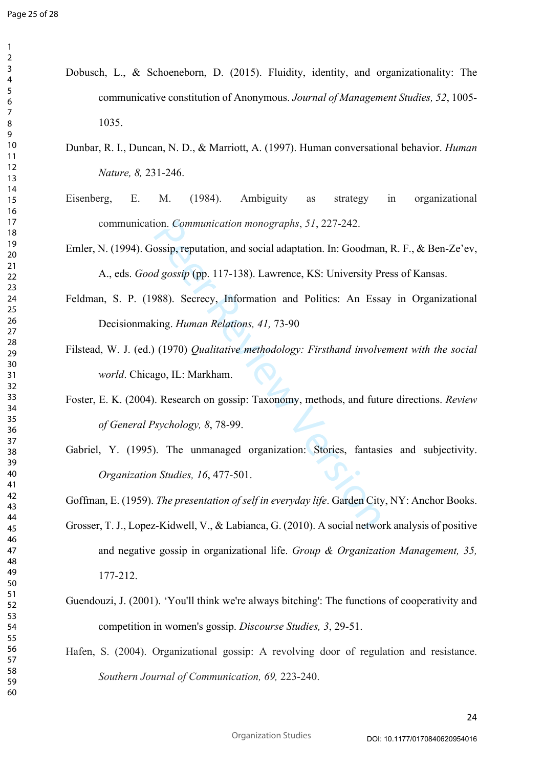Dobusch, L., & Schoeneborn, D. (2015). Fluidity, identity, and organizationality: The communicative constitution of Anonymous. *Journal of Management Studies, 52*, 1005-1035.

Dunbar, R. I., Duncan, N. D., & Marriott, A. (1997). Human conversational behavior. *Human Nature, 8,* 231-246.

Eisenberg, E. M. (1984). Ambiguity as strategy in organizational communication. *Communication monographs*, *51*, 227-242.

Emler, N. (1994). Gossip, reputation, and social adaptation. In: Goodman, R. F., & Ben-Ze'ev, A., eds. *Good gossip* (pp. 117-138). Lawrence, KS: University Press of Kansas.

Feldman, S. P. (1988). Secrecy, Information and Politics: An Essay in Organizational Decisionmaking. *Human Relations, 41,* 73-90

Filstead, W. J. (ed.) (1970) *Qualitative methodology: Firsthand involvement with the social world*. Chicago, IL: Markham.

Foster, E. K. (2004). Research on gossip: Taxonomy, methods, and future directions. *Review of General Psychology, 8*, 78-99.

Gabriel, Y. (1995). The unmanaged organization: Stories, fantasies and subjectivity. *Organization Studies, 16*, 477-501.

Goffman, E. (1959). *The presentation of self in everyday life*. Garden City, NY: Anchor Books.

Grosser, T. J., Lopez-Kidwell, V., & Labianca, G. (2010). A social network analysis of positive and negative gossip in organizational life. *Group & Organization Management, 35,* 177-212.

Guendouzi, J. (2001). 'You'll think we're always bitching': The functions of cooperativity and competition in women's gossip. *Discourse Studies, 3*, 29-51.

Hafen, S. (2004). Organizational gossip: A revolving door of regulation and resistance. *Southern Journal of Communication, 69,* 223-240.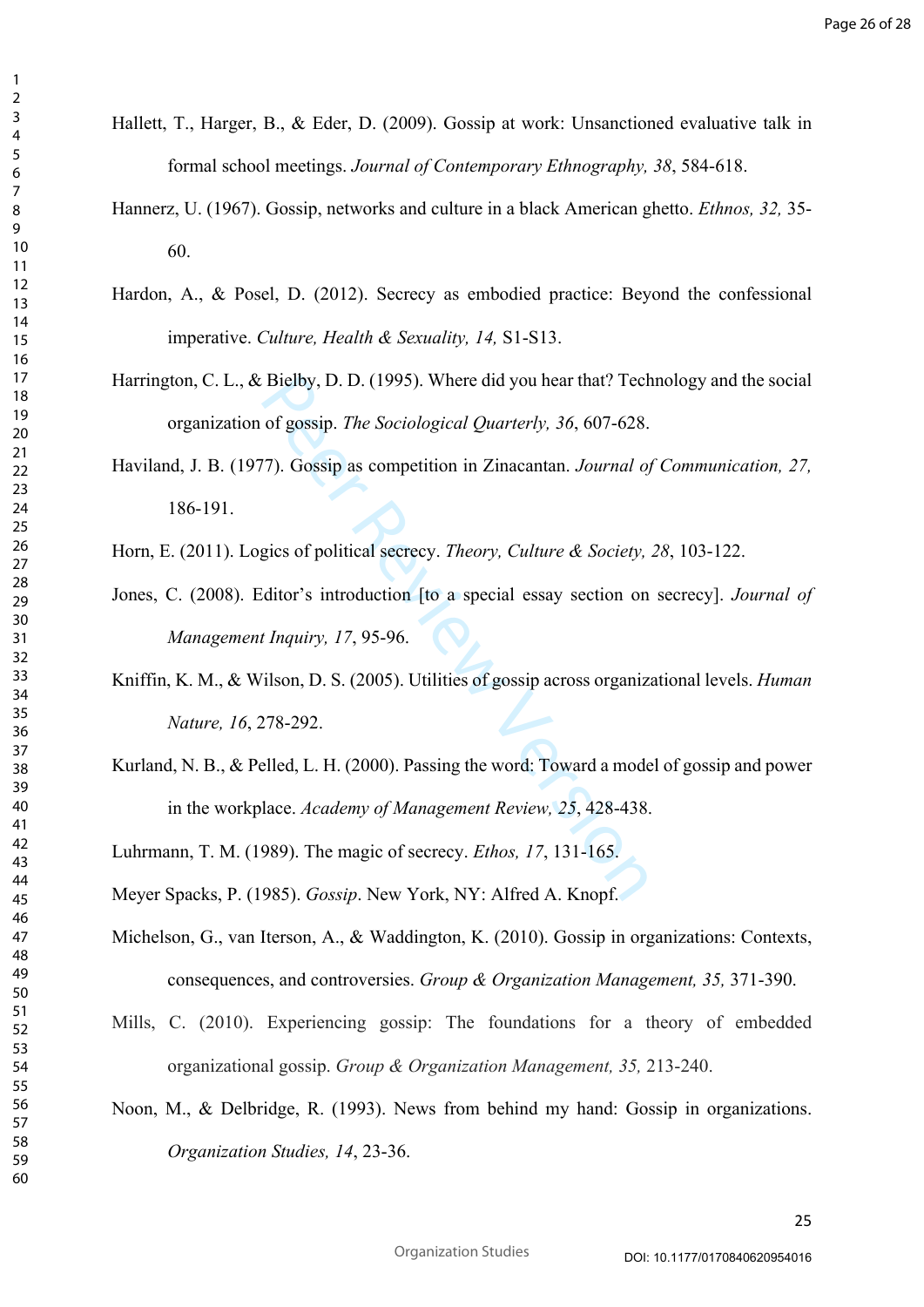Hallett, T., Harger, B., & Eder, D. (2009). Gossip at work: Unsanctioned evaluative talk in formal school meetings. *Journal of Contemporary Ethnography, 38*, 584-618.

Hannerz, U. (1967). Gossip, networks and culture in a black American ghetto. *Ethnos, 32,* 35-60.

Hardon, A., & Posel, D. (2012). Secrecy as embodied practice: Beyond the confessional imperative. *Culture, Health & Sexuality, 14,* S1-S13.

Harrington, C. L., & Bielby, D. D. (1995). Where did you hear that? Technology and the social organization of gossip. *The Sociological Quarterly, 36*, 607-628.

Haviland, J. B. (1977). Gossip as competition in Zinacantan. *Journal of Communication, 27,* 186-191.

Horn, E. (2011). Logics of political secrecy. *Theory, Culture & Society, 28*, 103-122.

Jones, C. (2008). Editor's introduction [to a special essay section on secrecy]. *Journal of Management Inquiry, 17*, 95-96.

Kniffin, K. M., & Wilson, D. S. (2005). Utilities of gossip across organizational levels. *Human Nature, 16*, 278-292.

Kurland, N. B., & Pelled, L. H. (2000). Passing the word: Toward a model of gossip and power in the workplace. *Academy of Management Review, 25*, 428-438.

Luhrmann, T. M. (1989). The magic of secrecy. *Ethos, 17*, 131-165.

Meyer Spacks, P. (1985). *Gossip*. New York, NY: Alfred A. Knopf.

Michelson, G., van Iterson, A., & Waddington, K. (2010). Gossip in organizations: Contexts, consequences, and controversies. *Group & Organization Management, 35,* 371-390.

Mills, C. (2010). Experiencing gossip: The foundations for a theory of embedded organizational gossip. *Group & Organization Management, 35,* 213-240.

Noon, M., & Delbridge, R. (1993). News from behind my hand: Gossip in organizations. *Organization Studies, 14*, 23-36.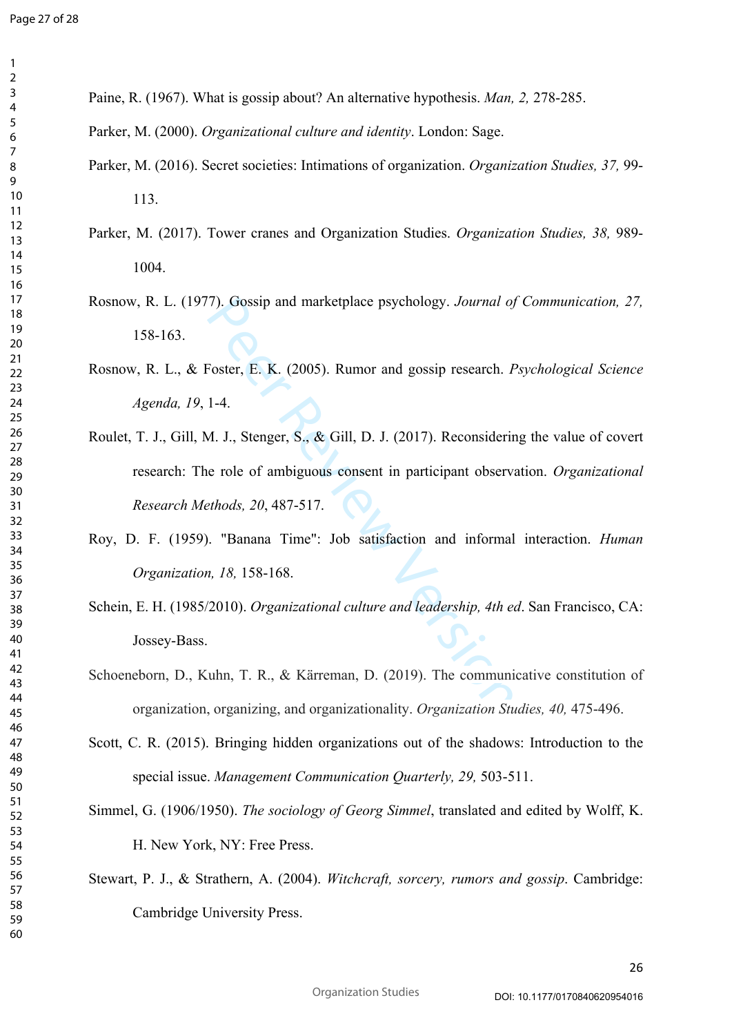Paine, R. (1967). What is gossip about? An alternative hypothesis. *Man, 2,* 278-285.

Parker, M. (2000). *Organizational culture and identity*. London: Sage.

Parker, M. (2016). Secret societies: Intimations of organization. *Organization Studies, 37,* 99-113.

Parker, M. (2017). Tower cranes and Organization Studies. *Organization Studies, 38,* 989-1004.

Rosnow, R. L. (1977). Gossip and marketplace psychology. *Journal of Communication, 27,* 158-163.

Rosnow, R. L., & Foster, E. K. (2005). Rumor and gossip research. *Psychological Science Agenda, 19*, 1-4.

Roulet, T. J., Gill, M. J., Stenger, S., & Gill, D. J. (2017). Reconsidering the value of covert research: The role of ambiguous consent in participant observation. *Organizational Research Methods, 20*, 487-517.

Roy, D. F. (1959). "Banana Time": Job satisfaction and informal interaction. *Human Organization, 18,* 158-168.

Schein, E. H. (1985/2010). *Organizational culture and leadership, 4th ed*. San Francisco, CA: Jossey-Bass.

Schoeneborn, D., Kuhn, T. R., & Kärreman, D. (2019). The communicative constitution of organization, organizing, and organizationality. *Organization Studies, 40,* 475-496.

Scott, C. R. (2015). Bringing hidden organizations out of the shadows: Introduction to the special issue. *Management Communication Quarterly, 29,* 503-511.

Simmel, G. (1906/1950). *The sociology of Georg Simmel*, translated and edited by Wolff, K. H. New York, NY: Free Press.

Stewart, P. J., & Strathern, A. (2004). *Witchcraft, sorcery, rumors and gossip*. Cambridge: Cambridge University Press.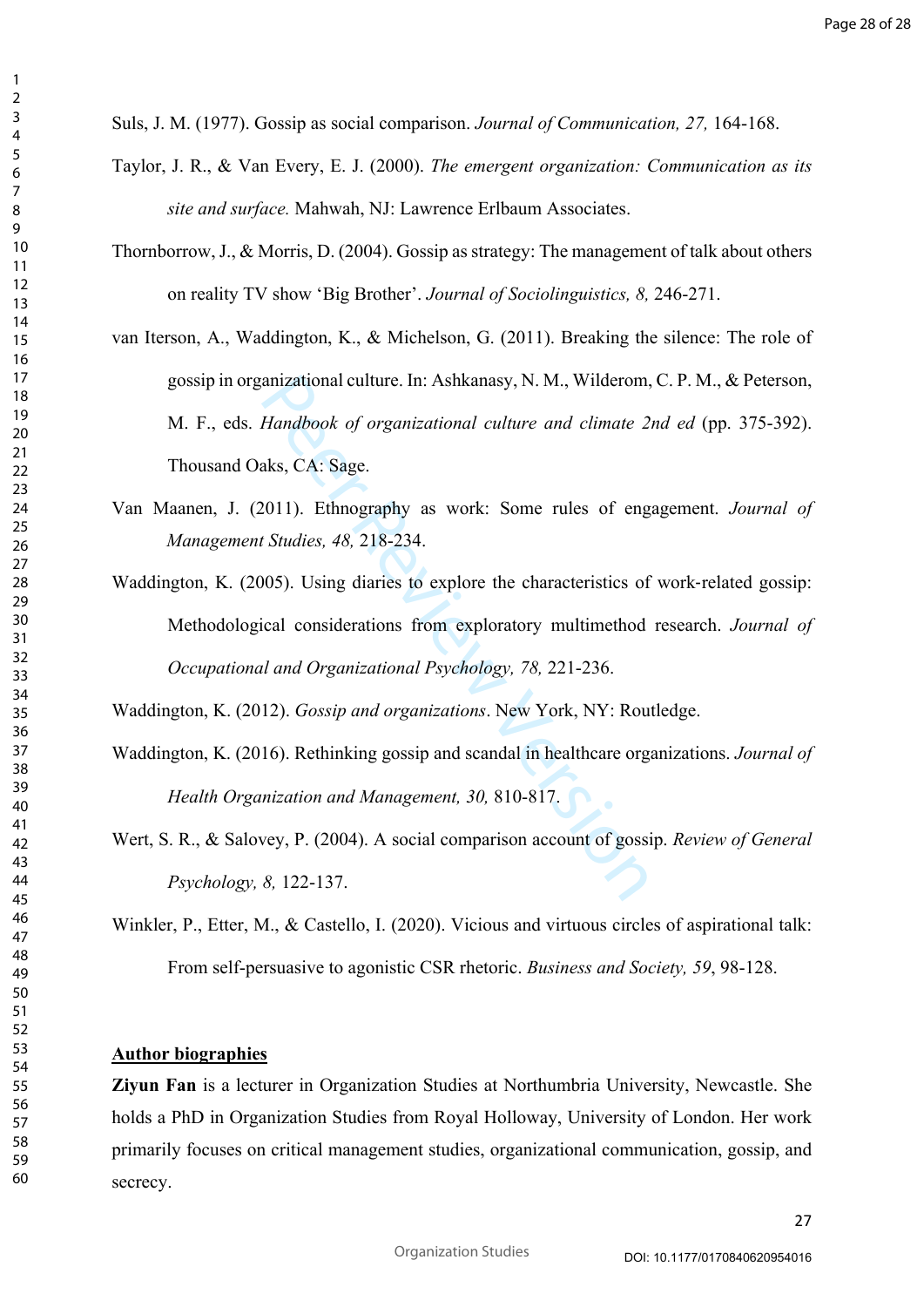Suls, J. M. (1977). Gossip as social comparison. *Journal of Communication, 27,* 164-168.

Taylor, J. R., & Van Every, E. J. (2000). *The emergent organization: Communication as its site and surface.* Mahwah, NJ: Lawrence Erlbaum Associates.

Thornborrow, J., & Morris, D. (2004). Gossip as strategy: The management of talk about others on reality TV show 'Big Brother'. *Journal of Sociolinguistics, 8,* 246-271.

van Iterson, A., Waddington, K., & Michelson, G. (2011). Breaking the silence: The role of gossip in organizational culture. In: Ashkanasy, N. M., Wilderom, C. P. M., & Peterson, M. F., eds. *Handbook of organizational culture and climate 2nd ed* (pp. 375-392). Thousand Oaks, CA: Sage.

Van Maanen, J. (2011). Ethnography as work: Some rules of engagement. *Journal of Management Studies, 48,* 218-234.

Waddington, K. (2005). Using diaries to explore the characteristics of work-related gossip: Methodological considerations from exploratory multimethod research. *Journal of Occupational and Organizational Psychology, 78,* 221-236.

Waddington, K. (2012). *Gossip and organizations*. New York, NY: Routledge.

Waddington, K. (2016). Rethinking gossip and scandal in healthcare organizations. *Journal of Health Organization and Management, 30,* 810-817.

Wert, S. R., & Salovey, P. (2004). A social comparison account of gossip. *Review of General Psychology, 8,* 122-137.

Winkler, P., Etter, M., & Castello, I. (2020). Vicious and virtuous circles of aspirational talk: From self-persuasive to agonistic CSR rhetoric. *Business and Society, 59*, 98-128.

## Author biographies

**Ziyun Fan** is a lecturer in Organization Studies at Northumbria University, Newcastle. She holds a PhD in Organization Studies from Royal Holloway, University of London. Her work primarily focuses on critical management studies, organizational communication, gossip, and secrecy.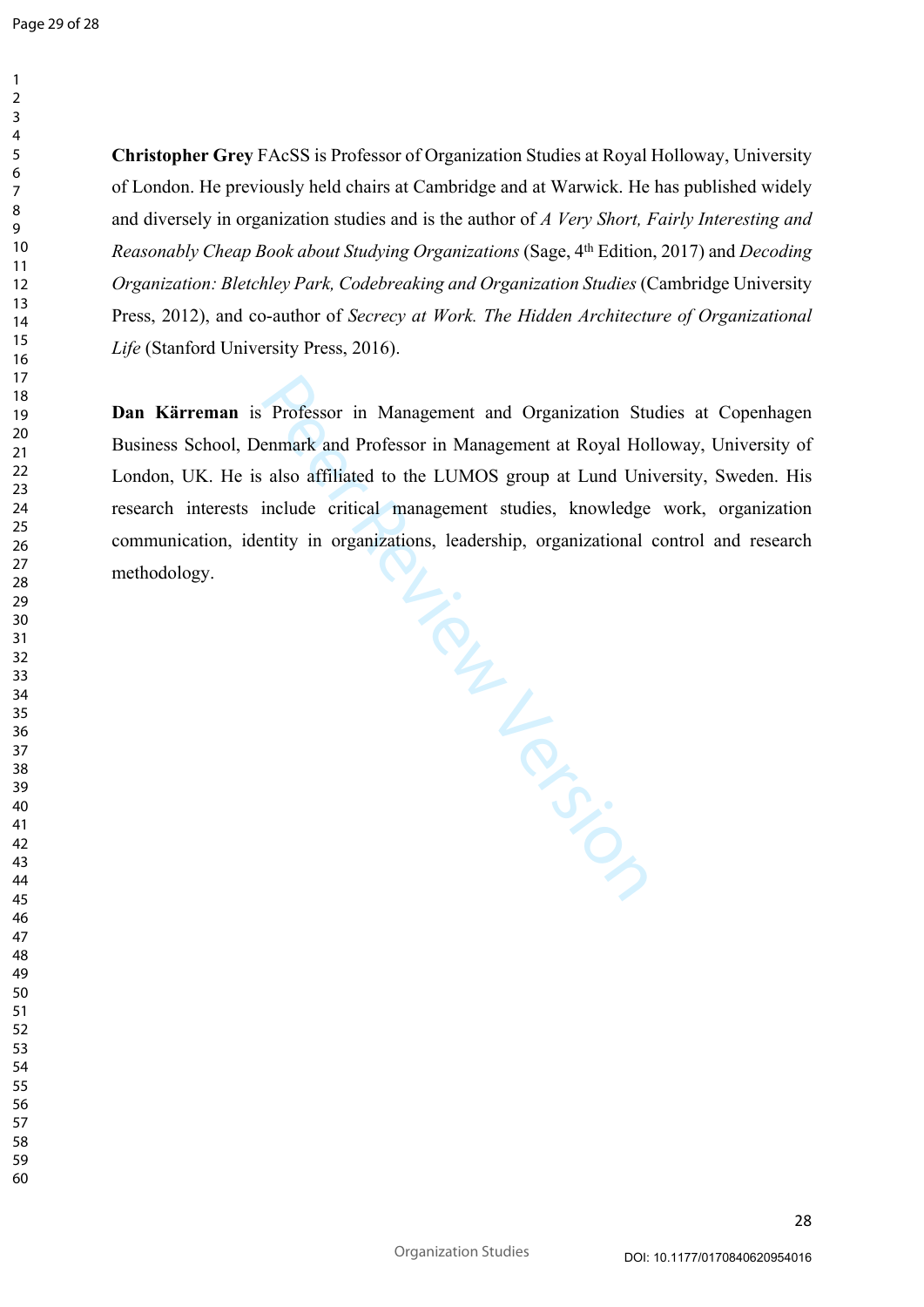**Christopher Grey** FAcSS is Professor of Organization Studies at Royal Holloway, University of London. He previously held chairs at Cambridge and at Warwick. He has published widely and diversely in organization studies and is the author of *A Very Short, Fairly Interesting and Reasonably Cheap Book about Studying Organizations* (Sage, 4th Edition, 2017) and *Decoding Organization: Bletchley Park, Codebreaking and Organization Studies* (Cambridge University Press, 2012), and co-author of *Secrecy at Work. The Hidden Architecture of Organizational Life* (Stanford University Press, 2016).

**Dan Kärreman** is Professor in Management and Organization Studies at Copenhagen Business School, Denmark and Professor in Management at Royal Holloway, University of London, UK. He is also affiliated to the LUMOS group at Lund University, Sweden. His research interests include critical management studies, knowledge work, organization communication, identity in organizations, leadership, organizational control and research methodology.